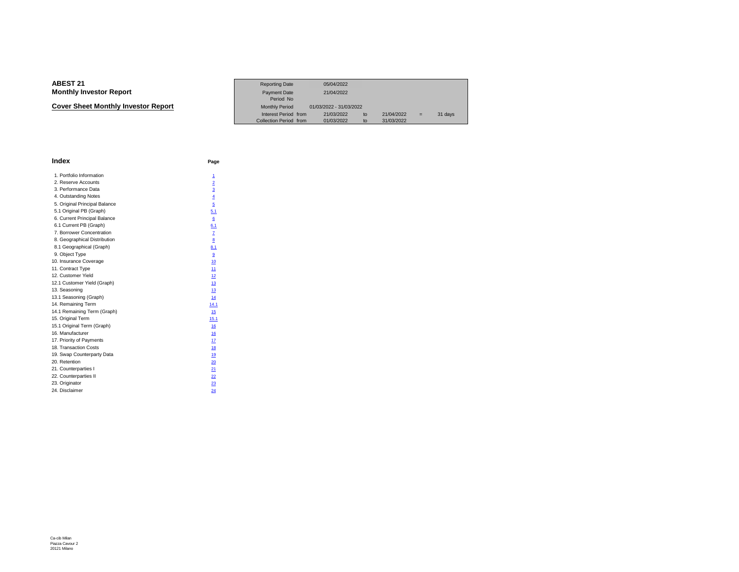# ABEST 21
## Monthly Investor Report

### Cover Sheet Monthly Investor Report

| | | | | | | |
|---|---|---|---|---|---|---|
| Reporting Date | | 05/04/2022 | | | | |
| Payment Date | | 21/04/2022 | | | | |
| Period No | | | | | | |
| Monthly Period | | 01/03/2022 - 31/03/2022 | | | | |
| Interest Period | from | 21/03/2022 | to | 21/04/2022 | = | 31 days |
| Collection Period | from | 01/03/2022 | to | 31/03/2022 | | |

## Index

| | Page |
|---|---|
| 1. Portfolio Information | 1 |
| 2. Reserve Accounts | 2 |
| 3. Performance Data | 3 |
| 4. Outstanding Notes | 4 |
| 5. Original Principal Balance | 5 |
| 5.1 Original PB (Graph) | 5.1 |
| 6. Current Principal Balance | 6 |
| 6.1 Current PB (Graph) | 6.1 |
| 7. Borrower Concentration | 7 |
| 8. Geographical Distribution | 8 |
| 8.1 Geographical (Graph) | 8.1 |
| 9. Object Type | 9 |
| 10. Insurance Coverage | 10 |
| 11. Contract Type | 11 |
| 12. Customer Yield | 12 |
| 12.1 Customer Yield (Graph) | 13 |
| 13. Seasoning | 13 |
| 13.1 Seasoning (Graph) | 14 |
| 14. Remaining Term | 14.1 |
| 14.1 Remaining Term (Graph) | 15 |
| 15. Original Term | 15.1 |
| 15.1 Original Term (Graph) | 16 |
| 16. Manufacturer | 16 |
| 17. Priority of Payments | 17 |
| 18. Transaction Costs | 18 |
| 19. Swap Counterparty Data | 19 |
| 20. Retention | 20 |
| 21. Counterparties I | 21 |
| 22. Counterparties II | 22 |
| 23. Originator | 23 |
| 24. Disclaimer | 24 |

Ca-cib Milan
Piazza Cavour 2
20121 Milano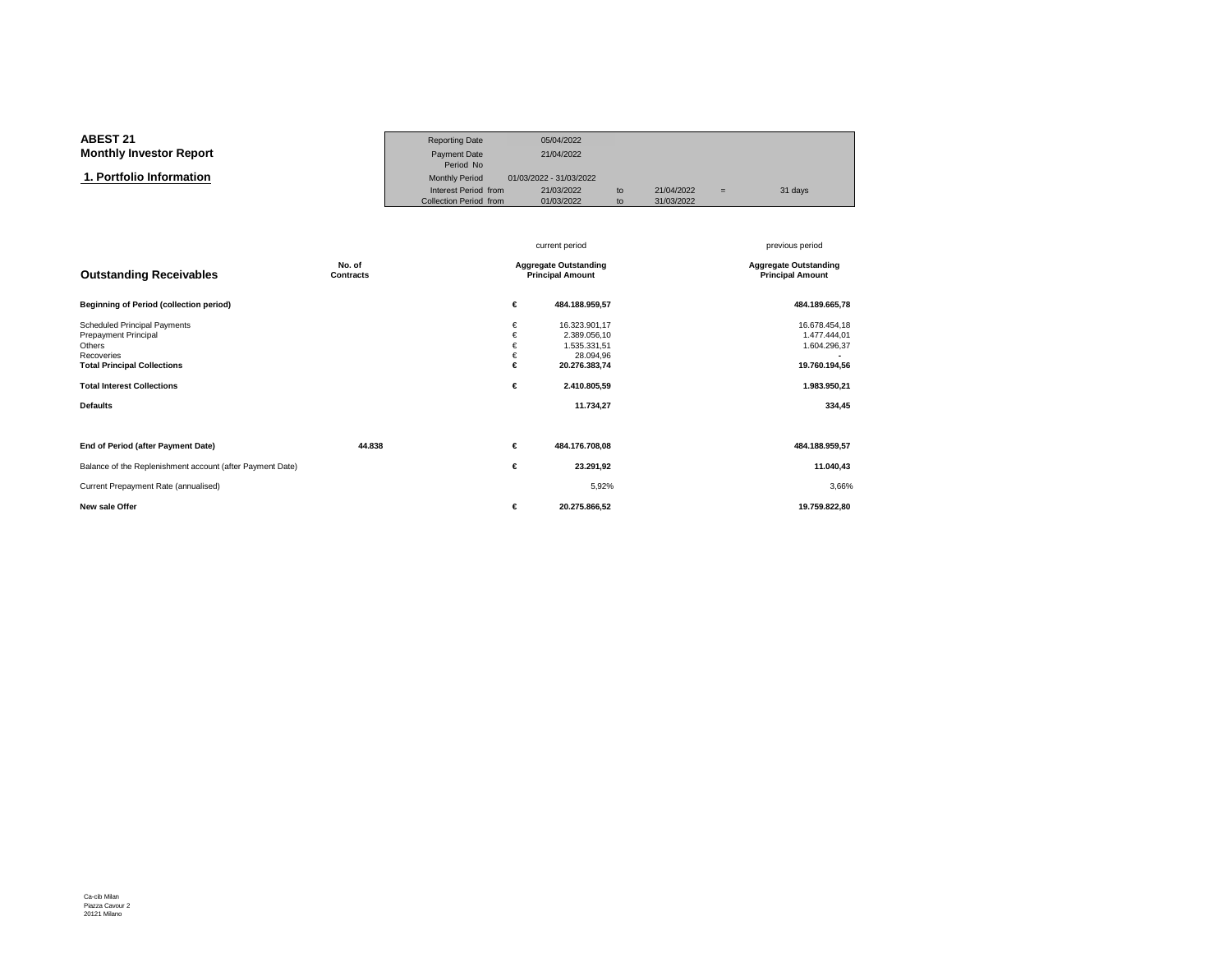**ABEST 21**
**Monthly Investor Report**

## 1. Portfolio Information

| | | | | | |
|---|---|---|---|---|---|
| Reporting Date | 05/04/2022 | | | | |
| Payment Date | 21/04/2022 | | | | |
| Period No | | | | | |
| Monthly Period | 01/03/2022 - 31/03/2022 | | | | |
| Interest Period from | 21/03/2022 | to | 21/04/2022 | = | 31 days |
| Collection Period from | 01/03/2022 | to | 31/03/2022 | | |

| Outstanding Receivables | No. of Contracts | | current period Aggregate Outstanding Principal Amount | previous period Aggregate Outstanding Principal Amount |
|---|---|---|---|---|
| **Beginning of Period (collection period)** | | **€** | **484.188.959,57** | **484.189.665,78** |
| Scheduled Principal Payments | | € | 16.323.901,17 | 16.678.454,18 |
| Prepayment Principal | | € | 2.389.056,10 | 1.477.444,01 |
| Others | | € | 1.535.331,51 | 1.604.296,37 |
| Recoveries | | € | 28.094,96 | - |
| **Total Principal Collections** | | **€** | **20.276.383,74** | **19.760.194,56** |
| **Total Interest Collections** | | **€** | **2.410.805,59** | **1.983.950,21** |
| **Defaults** | | | **11.734,27** | **334,45** |
| **End of Period (after Payment Date)** | **44.838** | **€** | **484.176.708,08** | **484.188.959,57** |
| Balance of the Replenishment account (after Payment Date) | | **€** | **23.291,92** | **11.040,43** |
| Current Prepayment Rate (annualised) | | | 5,92% | 3,66% |
| **New sale Offer** | | **€** | **20.275.866,52** | **19.759.822,80** |

Ca-cib Milan
Piazza Cavour 2
20121 Milano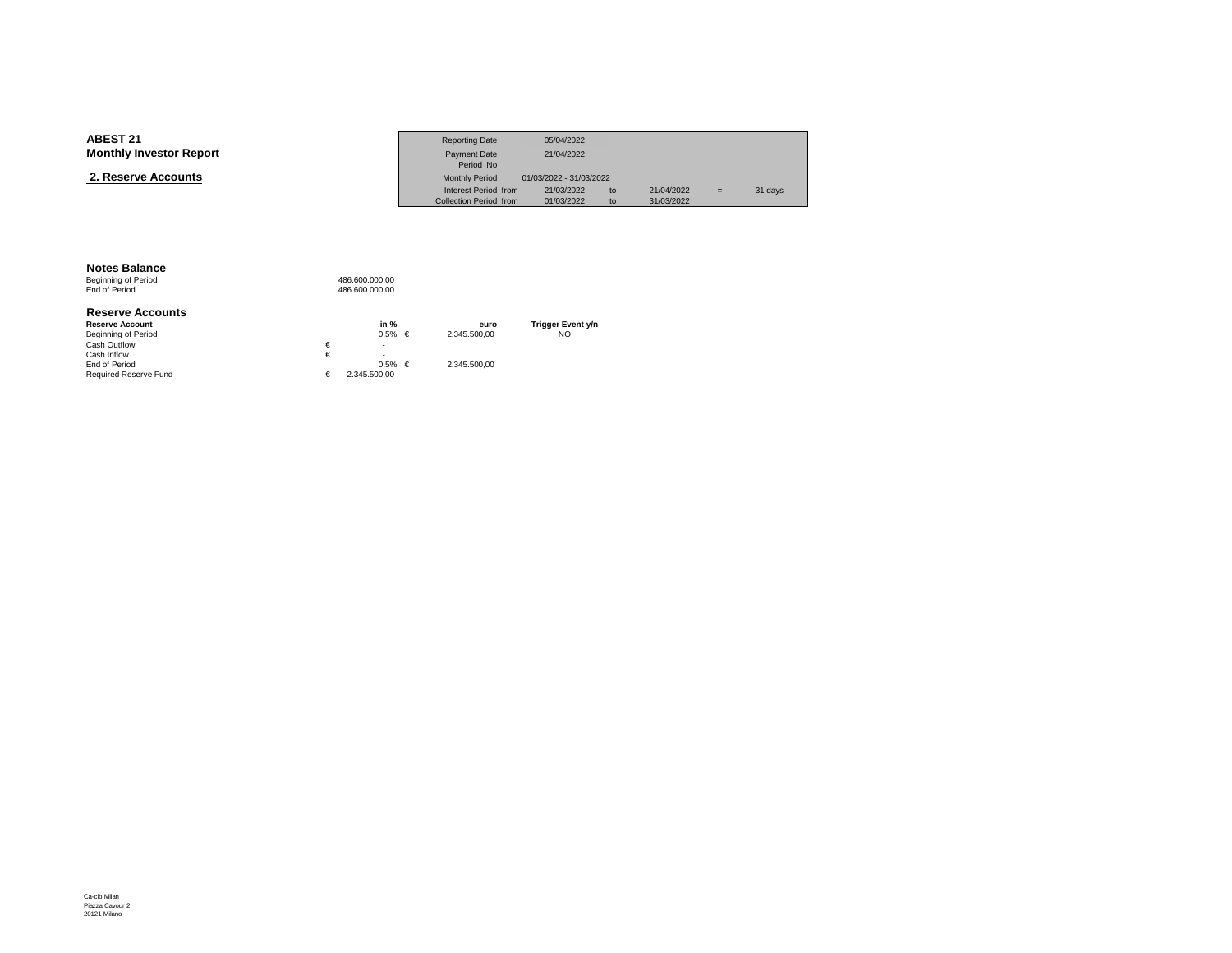**ABEST 21**
**Monthly Investor Report**

## 2. Reserve Accounts

| | | | | | | |
|---|---|---|---|---|---|---|
| Reporting Date | 05/04/2022 | | | | | |
| Payment Date | 21/04/2022 | | | | | |
| Period No | | | | | | |
| Monthly Period | 01/03/2022 - 31/03/2022 | | | | | |
| Interest Period from | 21/03/2022 | to | 21/04/2022 | = | 31 days | |
| Collection Period from | 01/03/2022 | to | 31/03/2022 | | | |

### Notes Balance

| | |
|---|---|
| Beginning of Period | 486.600.000,00 |
| End of Period | 486.600.000,00 |

### Reserve Accounts

| **Reserve Account** | **in %** | **euro** | **Trigger Event y/n** |
|---|---|---|---|
| Beginning of Period | 0,5% | € 2.345.500,00 | NO |
| Cash Outflow | € - | | |
| Cash Inflow | € - | | |
| End of Period | 0,5% | € 2.345.500,00 | |
| Required Reserve Fund | € 2.345.500,00 | | |

Ca-cib Milan
Piazza Cavour 2
20121 Milano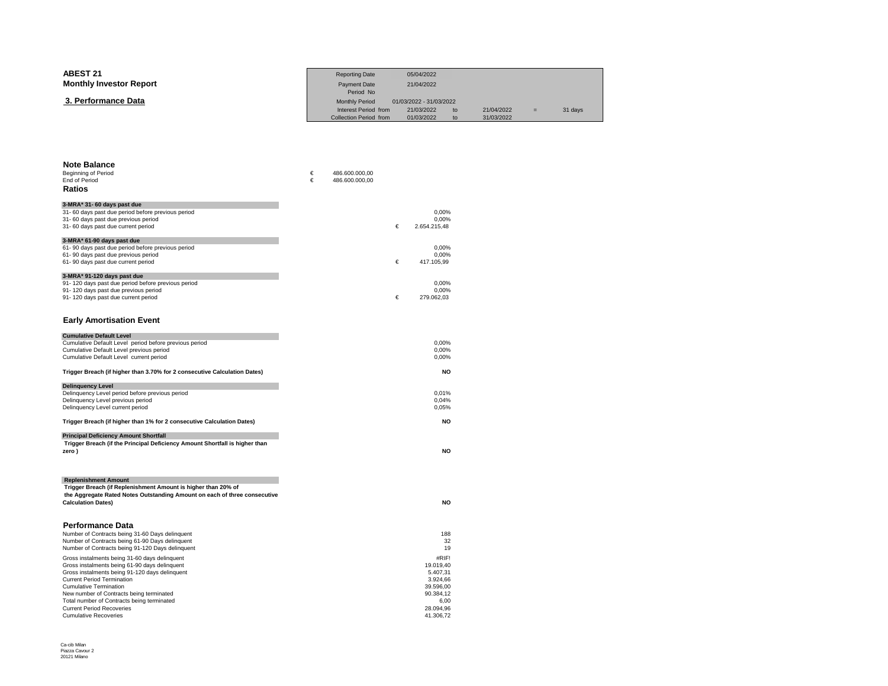**ABEST 21**
**Monthly Investor Report**

## 3. Performance Data

| | | | | | | |
|---|---|---|---|---|---|---|
| Reporting Date | 05/04/2022 | | | | | |
| Payment Date | 21/04/2022 | | | | | |
| Period No | | | | | | |
| Monthly Period | 01/03/2022 - 31/03/2022 | | | | | |
| Interest Period from | 21/03/2022 | to | 21/04/2022 | = | 31 days | |
| Collection Period from | 01/03/2022 | to | 31/03/2022 | | | |

### Note Balance

| | | |
|---|---|---|
| Beginning of Period | € | 486.600.000,00 |
| End of Period | € | 486.600.000,00 |

### Ratios

| | | |
|---|---|---|
| **3-MRA* 31- 60 days past due** | | |
| 31- 60 days past due period before previous period | | 0,00% |
| 31- 60 days past due previous period | | 0,00% |
| 31- 60 days past due current period | € | 2.654.215,48 |
| **3-MRA* 61-90 days past due** | | |
| 61- 90 days past due period before previous period | | 0,00% |
| 61- 90 days past due previous period | | 0,00% |
| 61- 90 days past due current period | € | 417.105,99 |
| **3-MRA* 91-120 days past due** | | |
| 91- 120 days past due period before previous period | | 0,00% |
| 91- 120 days past due previous period | | 0,00% |
| 91- 120 days past due current period | € | 279.062,03 |

### Early Amortisation Event

| | |
|---|---|
| **Cumulative Default Level** | |
| Cumulative Default Level period before previous period | 0,00% |
| Cumulative Default Level previous period | 0,00% |
| Cumulative Default Level current period | 0,00% |
| **Trigger Breach (if higher than 3.70% for 2 consecutive Calculation Dates)** | **NO** |
| **Delinquency Level** | |
| Delinquency Level period before previous period | 0,01% |
| Delinquency Level previous period | 0,04% |
| Delinquency Level current period | 0,05% |
| **Trigger Breach (if higher than 1% for 2 consecutive Calculation Dates)** | **NO** |
| **Principal Deficiency Amount Shortfall** | |
| **Trigger Breach (if the Principal Deficiency Amount Shortfall is higher than zero )** | **NO** |
| **Replenishment Amount** | |
| **Trigger Breach (if Replenishment Amount is higher than 20% of the Aggregate Rated Notes Outstanding Amount on each of three consecutive Calculation Dates)** | **NO** |

### Performance Data

| | |
|---|---|
| Number of Contracts being 31-60 Days delinquent | 188 |
| Number of Contracts being 61-90 Days delinquent | 32 |
| Number of Contracts being 91-120 Days delinquent | 19 |
| Gross instalments being 31-60 days delinquent | #RIF! |
| Gross instalments being 61-90 days delinquent | 19.019,40 |
| Gross instalments being 91-120 days delinquent | 5.407,31 |
| Current Period Termination | 3.924,66 |
| Cumulative Termination | 39.596,00 |
| New number of Contracts being terminated | 90.384,12 |
| Total number of Contracts being terminated | 6,00 |
| Current Period Recoveries | 28.094,96 |
| Cumulative Recoveries | 41.306,72 |

Ca-cib Milan
Piazza Cavour 2
20121 Milano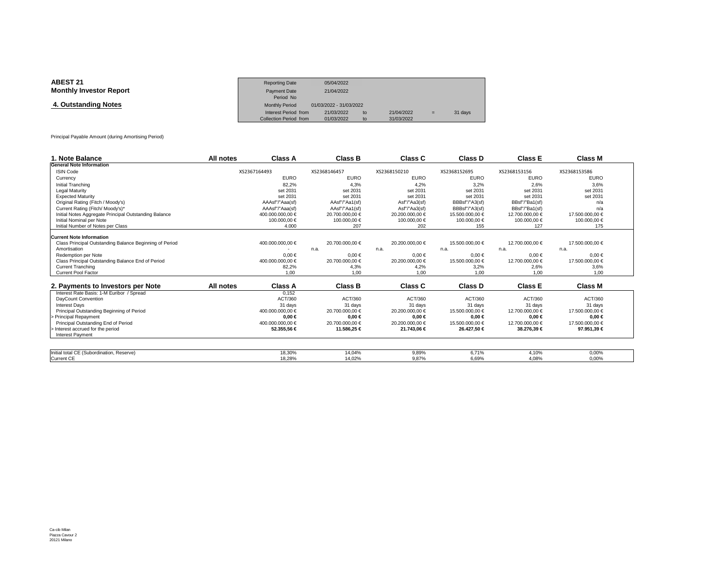**ABEST 21**
**Monthly Investor Report**

## 4. Outstanding Notes

| | | | | | |
|---|---|---|---|---|---|
| Reporting Date | 05/04/2022 | | | | |
| Payment Date | 21/04/2022 | | | | |
| Period No | | | | | |
| Monthly Period | 01/03/2022 - 31/03/2022 | | | | |
| Interest Period from | 21/03/2022 | to | 21/04/2022 | = | 31 days |
| Collection Period from | 01/03/2022 | to | 31/03/2022 | | |

Principal Payable Amount (during Amortising Period)

| 1. Note Balance | All notes | Class A | Class B | Class C | Class D | Class E | Class M |
|---|---|---|---|---|---|---|---|
| **General Note Information** | | | | | | | |
| ISIN Code | | XS2367164493 | XS2368146457 | XS2368150210 | XS2368152695 | XS2368153156 | XS2368153586 |
| Currency | | EURO | EURO | EURO | EURO | EURO | EURO |
| Initial Tranching | | 82,2% | 4,3% | 4,2% | 3,2% | 2,6% | 3,6% |
| Legal Maturity | | set 2031 | set 2031 | set 2031 | set 2031 | set 2031 | set 2031 |
| Expected Maturity | | set 2031 | set 2031 | set 2031 | set 2031 | set 2031 | set 2031 |
| Original Rating (Fitch / Moody's) | | AAAsf"/"Aaa(sf) | AAsf"/"Aa1(sf) | Asf"/"Aa3(sf) | BBBsf"/"A3(sf) | BBsf"/"Ba1(sf) | n/a |
| Current Rating (Fitch/ Moody's)* | | AAAsf"/"Aaa(sf) | AAsf"/"Aa1(sf) | Asf"/"Aa3(sf) | BBBsf"/"A3(sf) | BBsf"/"Ba1(sf) | n/a |
| Initial Notes Aggregate Principal Outstanding Balance | | 400.000.000,00 € | 20.700.000,00 € | 20.200.000,00 € | 15.500.000,00 € | 12.700.000,00 € | 17.500.000,00 € |
| Initial Nominal per Note | | 100.000,00 € | 100.000,00 € | 100.000,00 € | 100.000,00 € | 100.000,00 € | 100.000,00 € |
| Initial Number of Notes per Class | | 4.000 | 207 | 202 | 155 | 127 | 175 |
| **Current Note Information** | | | | | | | |
| Class Principal Outstanding Balance Beginning of Period | | 400.000.000,00 € | 20.700.000,00 € | 20.200.000,00 € | 15.500.000,00 € | 12.700.000,00 € | 17.500.000,00 € |
| Amortisation | | - | n.a. | n.a. | n.a. | n.a. | n.a. |
| Redemption per Note | | 0,00 € | 0,00 € | 0,00 € | 0,00 € | 0,00 € | 0,00 € |
| Class Principal Outstanding Balance End of Period | | 400.000.000,00 € | 20.700.000,00 € | 20.200.000,00 € | 15.500.000,00 € | 12.700.000,00 € | 17.500.000,00 € |
| Current Tranching | | 82,2% | 4,3% | 4,2% | 3,2% | 2,6% | 3,6% |
| Current Pool Factor | | 1,00 | 1,00 | 1,00 | 1,00 | 1,00 | 1,00 |

| 2. Payments to Investors per Note | All notes | Class A | Class B | Class C | Class D | Class E | Class M |
|---|---|---|---|---|---|---|---|
| Interest Rate Basis: 1-M Euribor / Spread | | 0,152 | | | | | |
| DayCount Convention | | ACT/360 | ACT/360 | ACT/360 | ACT/360 | ACT/360 | ACT/360 |
| Interest Days | | 31 days | 31 days | 31 days | 31 days | 31 days | 31 days |
| Principal Outstanding Beginning of Period | | 400.000.000,00 € | 20.700.000,00 € | 20.200.000,00 € | 15.500.000,00 € | 12.700.000,00 € | 17.500.000,00 € |
| > Principal Repayment | | **0,00 €** | **0,00 €** | **0,00 €** | **0,00 €** | **0,00 €** | **0,00 €** |
| Principal Outstanding End of Period | | 400.000.000,00 € | 20.700.000,00 € | 20.200.000,00 € | 15.500.000,00 € | 12.700.000,00 € | 17.500.000,00 € |
| > Interest accrued for the period | | **52.355,56 €** | **11.586,25 €** | **21.743,06 €** | **26.427,50 €** | **38.276,39 €** | **97.951,39 €** |
| Interest Payment | | | | | | | |

| | Class A | Class B | Class C | Class D | Class E | Class M |
|---|---|---|---|---|---|---|
| Initial total CE (Subordination, Reserve) | 18,30% | 14,04% | 9,89% | 6,71% | 4,10% | 0,00% |
| Current CE | 18,28% | 14,02% | 9,87% | 6,69% | 4,08% | 0,00% |

Ca-cib Milan
Piazza Cavour 2
20121 Milano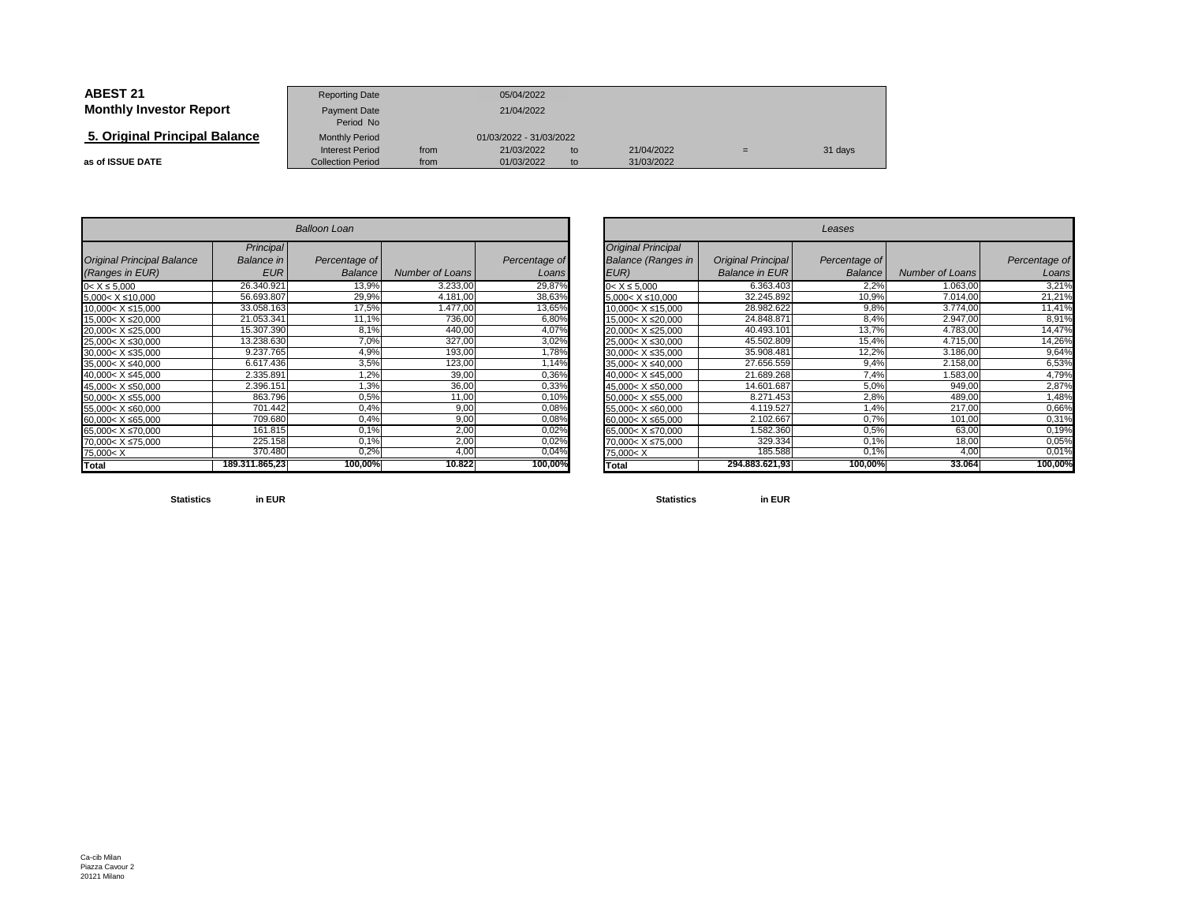# ABEST 21

## Monthly Investor Report

### 5. Original Principal Balance

**as of ISSUE DATE**

| | | | | | | |
|---|---|---|---|---|---|---|
| Reporting Date | | 05/04/2022 | | | | |
| Payment Date | | 21/04/2022 | | | | |
| Period No | | | | | | |
| Monthly Period | | 01/03/2022 - 31/03/2022 | | | | |
| Interest Period | from | 21/03/2022 | to | 21/04/2022 | = | 31 days |
| Collection Period | from | 01/03/2022 | to | 31/03/2022 | | |

| *Balloon Loan* | | | | |
|---|---|---|---|---|
| *Original Principal Balance (Ranges in EUR)* | *Principal Balance in EUR* | *Percentage of Balance* | *Number of Loans* | *Percentage of Loans* |
| 0< X ≤ 5,000 | 26.340.921 | 13,9% | 3.233,00 | 29,87% |
| 5,000< X ≤10,000 | 56.693.807 | 29,9% | 4.181,00 | 38,63% |
| 10,000< X ≤15,000 | 33.058.163 | 17,5% | 1.477,00 | 13,65% |
| 15,000< X ≤20,000 | 21.053.341 | 11,1% | 736,00 | 6,80% |
| 20,000< X ≤25,000 | 15.307.390 | 8,1% | 440,00 | 4,07% |
| 25,000< X ≤30,000 | 13.238.630 | 7,0% | 327,00 | 3,02% |
| 30,000< X ≤35,000 | 9.237.765 | 4,9% | 193,00 | 1,78% |
| 35,000< X ≤40,000 | 6.617.436 | 3,5% | 123,00 | 1,14% |
| 40,000< X ≤45,000 | 2.335.891 | 1,2% | 39,00 | 0,36% |
| 45,000< X ≤50,000 | 2.396.151 | 1,3% | 36,00 | 0,33% |
| 50,000< X ≤55,000 | 863.796 | 0,5% | 11,00 | 0,10% |
| 55,000< X ≤60,000 | 701.442 | 0,4% | 9,00 | 0,08% |
| 60,000< X ≤65,000 | 709.680 | 0,4% | 9,00 | 0,08% |
| 65,000< X ≤70,000 | 161.815 | 0,1% | 2,00 | 0,02% |
| 70,000< X ≤75,000 | 225.158 | 0,1% | 2,00 | 0,02% |
| 75,000< X | 370.480 | 0,2% | 4,00 | 0,04% |
| **Total** | **189.311.865,23** | **100,00%** | **10.822** | **100,00%** |

| *Leases* | | | | |
|---|---|---|---|---|
| *Original Principal Balance (Ranges in EUR)* | *Original Principal Balance in EUR* | *Percentage of Balance* | *Number of Loans* | *Percentage of Loans* |
| 0< X ≤ 5,000 | 6.363.403 | 2,2% | 1.063,00 | 3,21% |
| 5,000< X ≤10,000 | 32.245.892 | 10,9% | 7.014,00 | 21,21% |
| 10,000< X ≤15,000 | 28.982.622 | 9,8% | 3.774,00 | 11,41% |
| 15,000< X ≤20,000 | 24.848.871 | 8,4% | 2.947,00 | 8,91% |
| 20,000< X ≤25,000 | 40.493.101 | 13,7% | 4.783,00 | 14,47% |
| 25,000< X ≤30,000 | 45.502.809 | 15,4% | 4.715,00 | 14,26% |
| 30,000< X ≤35,000 | 35.908.481 | 12,2% | 3.186,00 | 9,64% |
| 35,000< X ≤40,000 | 27.656.559 | 9,4% | 2.158,00 | 6,53% |
| 40,000< X ≤45,000 | 21.689.268 | 7,4% | 1.583,00 | 4,79% |
| 45,000< X ≤50,000 | 14.601.687 | 5,0% | 949,00 | 2,87% |
| 50,000< X ≤55,000 | 8.271.453 | 2,8% | 489,00 | 1,48% |
| 55,000< X ≤60,000 | 4.119.527 | 1,4% | 217,00 | 0,66% |
| 60,000< X ≤65,000 | 2.102.667 | 0,7% | 101,00 | 0,31% |
| 65,000< X ≤70,000 | 1.582.360 | 0,5% | 63,00 | 0,19% |
| 70,000< X ≤75,000 | 329.334 | 0,1% | 18,00 | 0,05% |
| 75,000< X | 185.588 | 0,1% | 4,00 | 0,01% |
| **Total** | **294.883.621,93** | **100,00%** | **33.064** | **100,00%** |

**Statistics** **in EUR**

**Statistics** **in EUR**

Ca-cib Milan
Piazza Cavour 2
20121 Milano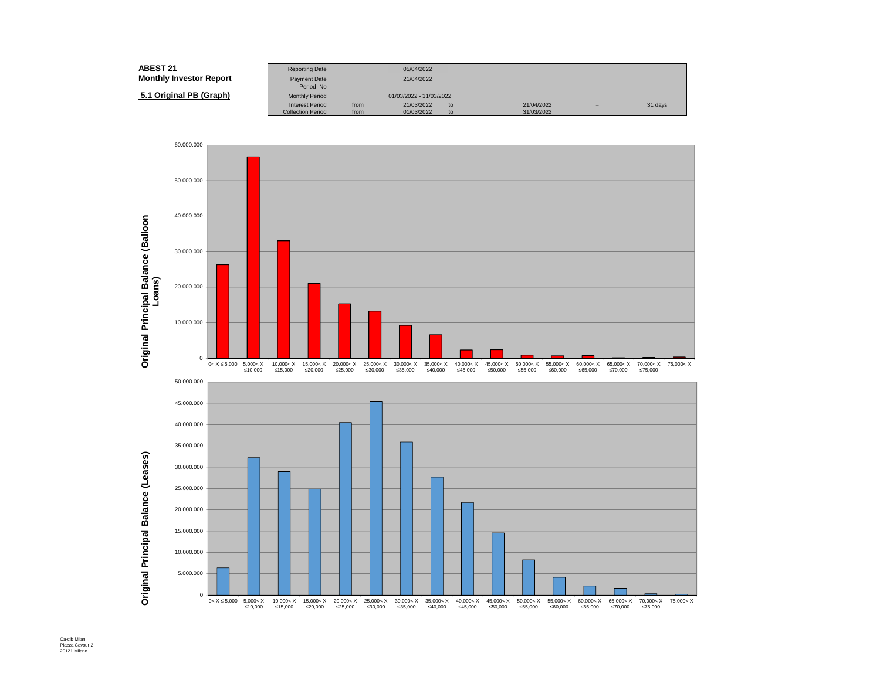**ABEST 21**
**Monthly Investor Report**

**5.1 Original PB (Graph)**

| | | | | | | |
|---|---|---|---|---|---|---|
| Reporting Date | | 05/04/2022 | | | | |
| Payment Date | | 21/04/2022 | | | | |
| Period No | | | | | | |
| Monthly Period | | 01/03/2022 - 31/03/2022 | | | | |
| Interest Period | from | 21/03/2022 | to | 21/04/2022 | = | 31 days |
| Collection Period | from | 01/03/2022 | to | 31/03/2022 | | |

**Original Principal Balance (Balloon Loans)**

Y-axis: 0; 10.000.000; 20.000.000; 30.000.000; 40.000.000; 50.000.000; 60.000.000

X-axis: 0< X ≤ 5,000; 5,000< X ≤10,000; 10,000< X ≤15,000; 15,000< X ≤20,000; 20,000< X ≤25,000; 25,000< X ≤30,000; 30,000< X ≤35,000; 35,000< X ≤40,000; 40,000< X ≤45,000; 45,000< X ≤50,000; 50,000< X ≤55,000; 55,000< X ≤60,000; 60,000< X ≤65,000; 65,000< X ≤70,000; 70,000< X ≤75,000; 75,000< X

**Original Principal Balance (Leases)**

Y-axis: 0; 5.000.000; 10.000.000; 15.000.000; 20.000.000; 25.000.000; 30.000.000; 35.000.000; 40.000.000; 45.000.000; 50.000.000

X-axis: 0< X ≤ 5,000; 5,000< X ≤10,000; 10,000< X ≤15,000; 15,000< X ≤20,000; 20,000< X ≤25,000; 25,000< X ≤30,000; 30,000< X ≤35,000; 35,000< X ≤40,000; 40,000< X ≤45,000; 45,000< X ≤50,000; 50,000< X ≤55,000; 55,000< X ≤60,000; 60,000< X ≤65,000; 65,000< X ≤70,000; 70,000< X ≤75,000; 75,000< X

Ca-cib Milan
Piazza Cavour 2
20121 Milano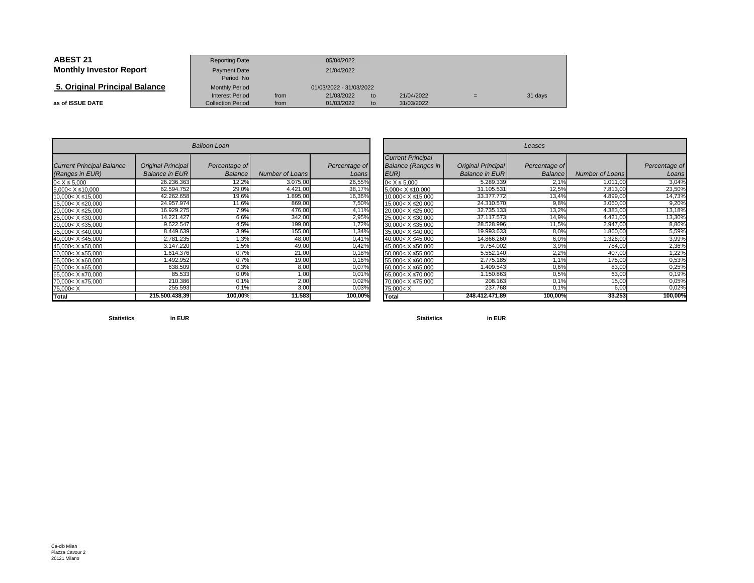**ABEST 21**
**Monthly Investor Report**

## 5. Original Principal Balance

**as of ISSUE DATE**

| Reporting Date | | 05/04/2022 | | | | |
|---|---|---|---|---|---|---|
| Payment Date | | 21/04/2022 | | | | |
| Period No | | | | | | |
| Monthly Period | | 01/03/2022 - 31/03/2022 | | | | |
| Interest Period | from | 21/03/2022 | to | 21/04/2022 | = | 31 days |
| Collection Period | from | 01/03/2022 | to | 31/03/2022 | | |

| *Balloon Loan* | | | | |
|---|---|---|---|---|
| *Current Principal Balance (Ranges in EUR)* | *Original Principal Balance in EUR* | *Percentage of Balance* | *Number of Loans* | *Percentage of Loans* |
| 0< X ≤ 5,000 | 26.236.363 | 12,2% | 3.075,00 | 26,55% |
| 5,000< X ≤10,000 | 62.594.752 | 29,0% | 4.421,00 | 38,17% |
| 10,000< X ≤15,000 | 42.262.658 | 19,6% | 1.895,00 | 16,36% |
| 15,000< X ≤20,000 | 24.957.974 | 11,6% | 869,00 | 7,50% |
| 20,000< X ≤25,000 | 16.929.275 | 7,9% | 476,00 | 4,11% |
| 25,000< X ≤30,000 | 14.221.427 | 6,6% | 342,00 | 2,95% |
| 30,000< X ≤35,000 | 9.622.547 | 4,5% | 199,00 | 1,72% |
| 35,000< X ≤40,000 | 8.449.639 | 3,9% | 155,00 | 1,34% |
| 40,000< X ≤45,000 | 2.781.235 | 1,3% | 48,00 | 0,41% |
| 45,000< X ≤50,000 | 3.147.220 | 1,5% | 49,00 | 0,42% |
| 50,000< X ≤55,000 | 1.614.376 | 0,7% | 21,00 | 0,18% |
| 55,000< X ≤60,000 | 1.492.952 | 0,7% | 19,00 | 0,16% |
| 60,000< X ≤65,000 | 638.509 | 0,3% | 8,00 | 0,07% |
| 65,000< X ≤70,000 | 85.533 | 0,0% | 1,00 | 0,01% |
| 70,000< X ≤75,000 | 210.386 | 0,1% | 2,00 | 0,02% |
| 75,000< X | 255.593 | 0,1% | 3,00 | 0,03% |
| **Total** | **215.500.438,39** | **100,00%** | **11.583** | **100,00%** |

**Statistics** **in EUR**

| *Leases* | | | | |
|---|---|---|---|---|
| *Current Principal Balance (Ranges in EUR)* | *Original Principal Balance in EUR* | *Percentage of Balance* | *Number of Loans* | *Percentage of Loans* |
| 0< X ≤ 5,000 | 5.289.339 | 2,1% | 1.011,00 | 3,04% |
| 5,000< X ≤10,000 | 31.105.531 | 12,5% | 7.813,00 | 23,50% |
| 10,000< X ≤15,000 | 33.377.772 | 13,4% | 4.899,00 | 14,73% |
| 15,000< X ≤20,000 | 24.310.570 | 9,8% | 3.060,00 | 9,20% |
| 20,000< X ≤25,000 | 32.735.133 | 13,2% | 4.383,00 | 13,18% |
| 25,000< X ≤30,000 | 37.117.573 | 14,9% | 4.421,00 | 13,30% |
| 30,000< X ≤35,000 | 28.528.996 | 11,5% | 2.947,00 | 8,86% |
| 35,000< X ≤40,000 | 19.993.633 | 8,0% | 1.860,00 | 5,59% |
| 40,000< X ≤45,000 | 14.866.260 | 6,0% | 1.326,00 | 3,99% |
| 45,000< X ≤50,000 | 9.754.002 | 3,9% | 784,00 | 2,36% |
| 50,000< X ≤55,000 | 5.552.140 | 2,2% | 407,00 | 1,22% |
| 55,000< X ≤60,000 | 2.775.185 | 1,1% | 175,00 | 0,53% |
| 60,000< X ≤65,000 | 1.409.543 | 0,6% | 83,00 | 0,25% |
| 65,000< X ≤70,000 | 1.150.863 | 0,5% | 63,00 | 0,19% |
| 70,000< X ≤75,000 | 208.163 | 0,1% | 15,00 | 0,05% |
| 75,000< X | 237.768 | 0,1% | 6,00 | 0,02% |
| **Total** | **248.412.471,89** | **100,00%** | **33.253** | **100,00%** |

**Statistics** **in EUR**

Ca-cib Milan
Piazza Cavour 2
20121 Milano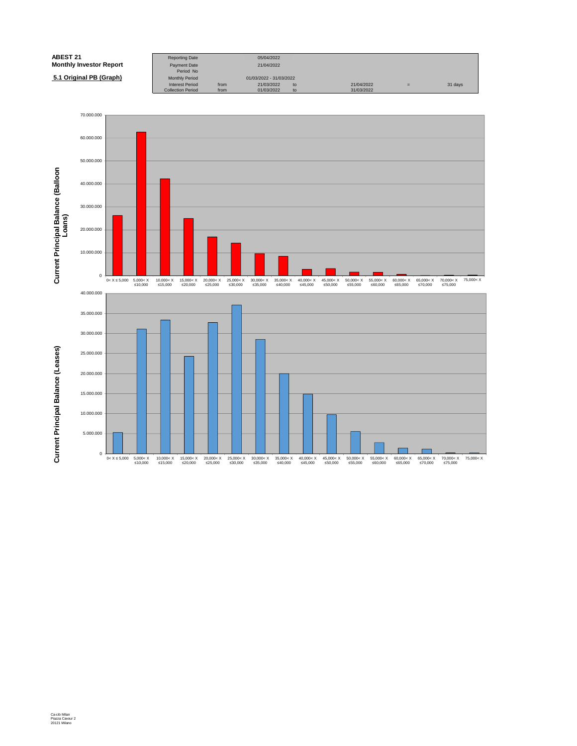**ABEST 21**
**Monthly Investor Report**

**5.1 Original PB (Graph)**

| Reporting Date | | 05/04/2022 | | | | |
|---|---|---|---|---|---|---|
| Payment Date | | 21/04/2022 | | | | |
| Period No | | | | | | |
| Monthly Period | | 01/03/2022 - 31/03/2022 | | | | |
| Interest Period | from | 21/03/2022 | to | 21/04/2022 | = | 31 days |
| Collection Period | from | 01/03/2022 | to | 31/03/2022 | | |

**Current Principal Balance (Balloon Loans)**

70.000.000
60.000.000
50.000.000
40.000.000
30.000.000
20.000.000
10.000.000
0

0< X ≤ 5,000 | 5,000< X ≤10,000 | 10,000< X ≤15,000 | 15,000< X ≤20,000 | 20,000< X ≤25,000 | 25,000< X ≤30,000 | 30,000< X ≤35,000 | 35,000< X ≤40,000 | 40,000< X ≤45,000 | 45,000< X ≤50,000 | 50,000< X ≤55,000 | 55,000< X ≤60,000 | 60,000< X ≤65,000 | 65,000< X ≤70,000 | 70,000< X ≤75,000 | 75,000< X

**Current Principal Balance (Leases)**

40.000.000
35.000.000
30.000.000
25.000.000
20.000.000
15.000.000
10.000.000
5.000.000
0

0< X ≤ 5,000 | 5,000< X ≤10,000 | 10,000< X ≤15,000 | 15,000< X ≤20,000 | 20,000< X ≤25,000 | 25,000< X ≤30,000 | 30,000< X ≤35,000 | 35,000< X ≤40,000 | 40,000< X ≤45,000 | 45,000< X ≤50,000 | 50,000< X ≤55,000 | 55,000< X ≤60,000 | 60,000< X ≤65,000 | 65,000< X ≤70,000 | 70,000< X ≤75,000 | 75,000< X

Ca-cib Milan
Piazza Cavour 2
20121 Milano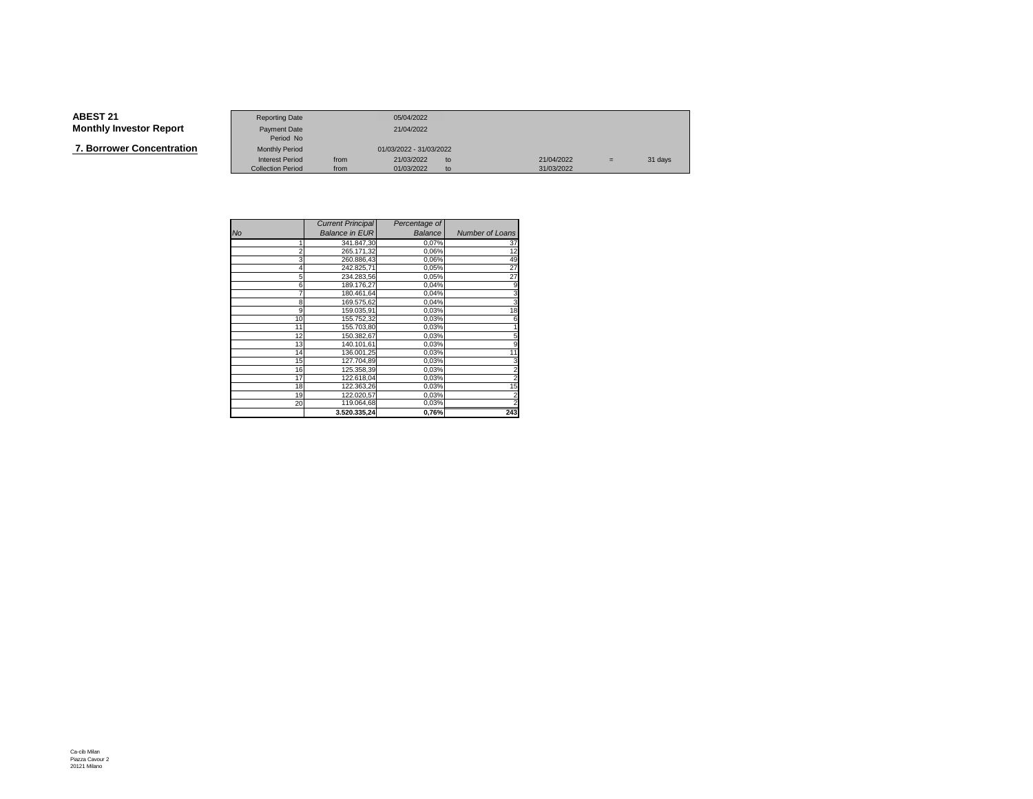**ABEST 21**
**Monthly Investor Report**

**7. Borrower Concentration**

| | | | | | | |
|---|---|---|---|---|---|---|
| Reporting Date | | 05/04/2022 | | | | |
| Payment Date | | 21/04/2022 | | | | |
| Period No | | | | | | |
| Monthly Period | | 01/03/2022 - 31/03/2022 | | | | |
| Interest Period | from | 21/03/2022 | to | 21/04/2022 | = | 31 days |
| Collection Period | from | 01/03/2022 | to | 31/03/2022 | | |

| *No* | *Current Principal Balance in EUR* | *Percentage of Balance* | *Number of Loans* |
|---|---|---|---|
| 1 | 341.847,30 | 0,07% | 37 |
| 2 | 265.171,32 | 0,06% | 12 |
| 3 | 260.886,43 | 0,06% | 49 |
| 4 | 242.825,71 | 0,05% | 27 |
| 5 | 234.283,56 | 0,05% | 27 |
| 6 | 189.176,27 | 0,04% | 9 |
| 7 | 180.461,64 | 0,04% | 3 |
| 8 | 169.575,62 | 0,04% | 3 |
| 9 | 159.035,91 | 0,03% | 18 |
| 10 | 155.752,32 | 0,03% | 6 |
| 11 | 155.703,80 | 0,03% | 1 |
| 12 | 150.382,67 | 0,03% | 5 |
| 13 | 140.101,61 | 0,03% | 9 |
| 14 | 136.001,25 | 0,03% | 11 |
| 15 | 127.704,89 | 0,03% | 3 |
| 16 | 125.358,39 | 0,03% | 2 |
| 17 | 122.618,04 | 0,03% | 2 |
| 18 | 122.363,26 | 0,03% | 15 |
| 19 | 122.020,57 | 0,03% | 2 |
| 20 | 119.064,68 | 0,03% | 2 |
| | **3.520.335,24** | **0,76%** | **243** |

Ca-cib Milan
Piazza Cavour 2
20121 Milano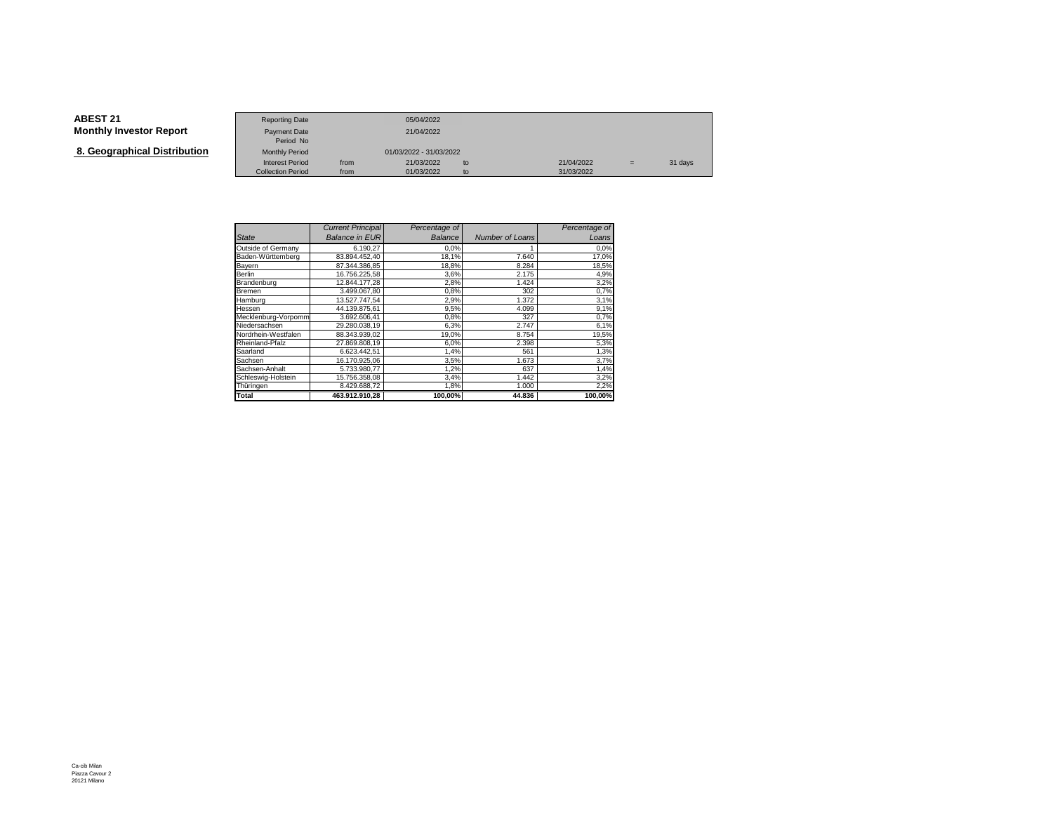**ABEST 21**
**Monthly Investor Report**

## 8. Geographical Distribution

| Reporting Date | | 05/04/2022 | | | | |
|---|---|---|---|---|---|---|
| Payment Date | | 21/04/2022 | | | | |
| Period No | | | | | | |
| Monthly Period | | 01/03/2022 - 31/03/2022 | | | | |
| Interest Period | from | 21/03/2022 | to | 21/04/2022 | = | 31 days |
| Collection Period | from | 01/03/2022 | to | 31/03/2022 | | |

| *State* | *Current Principal Balance in EUR* | *Percentage of Balance* | *Number of Loans* | *Percentage of Loans* |
|---|---|---|---|---|
| Outside of Germany | 6.190,27 | 0,0% | 1 | 0,0% |
| Baden-Württemberg | 83.894.452,40 | 18,1% | 7.640 | 17,0% |
| Bayern | 87.344.386,85 | 18,8% | 8.284 | 18,5% |
| Berlin | 16.756.225,58 | 3,6% | 2.175 | 4,9% |
| Brandenburg | 12.844.177,28 | 2,8% | 1.424 | 3,2% |
| Bremen | 3.499.067,80 | 0,8% | 302 | 0,7% |
| Hamburg | 13.527.747,54 | 2,9% | 1.372 | 3,1% |
| Hessen | 44.139.875,61 | 9,5% | 4.099 | 9,1% |
| Mecklenburg-Vorpomm | 3.692.606,41 | 0,8% | 327 | 0,7% |
| Niedersachsen | 29.280.038,19 | 6,3% | 2.747 | 6,1% |
| Nordrhein-Westfalen | 88.343.939,02 | 19,0% | 8.754 | 19,5% |
| Rheinland-Pfalz | 27.869.808,19 | 6,0% | 2.398 | 5,3% |
| Saarland | 6.623.442,51 | 1,4% | 561 | 1,3% |
| Sachsen | 16.170.925,06 | 3,5% | 1.673 | 3,7% |
| Sachsen-Anhalt | 5.733.980,77 | 1,2% | 637 | 1,4% |
| Schleswig-Holstein | 15.756.358,08 | 3,4% | 1.442 | 3,2% |
| Thüringen | 8.429.688,72 | 1,8% | 1.000 | 2,2% |
| **Total** | **463.912.910,28** | **100,00%** | **44.836** | **100,00%** |

Ca-cib Milan
Piazza Cavour 2
20121 Milano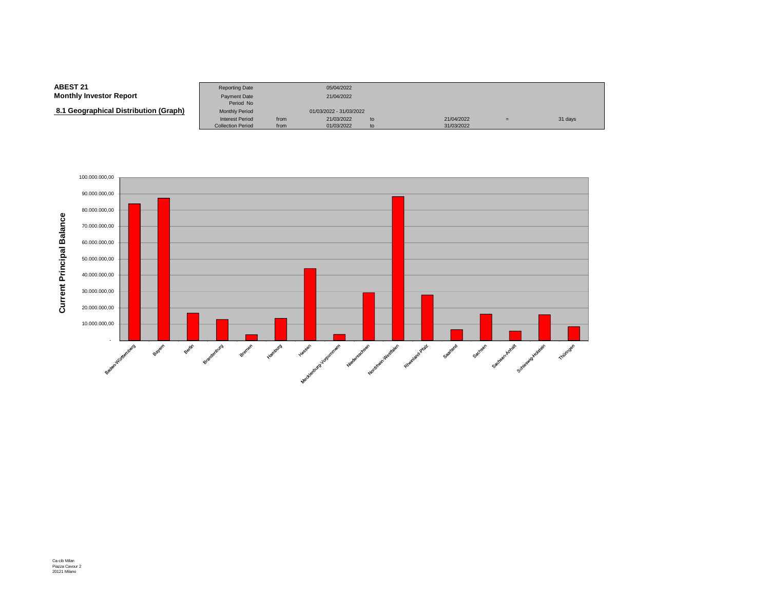**ABEST 21**
**Monthly Investor Report**

**8.1 Geographical Distribution (Graph)**

| | | | | | | |
|---|---|---|---|---|---|---|
| Reporting Date | | 05/04/2022 | | | | |
| Payment Date | | 21/04/2022 | | | | |
| Period No | | | | | | |
| Monthly Period | | 01/03/2022 - 31/03/2022 | | | | |
| Interest Period | from | 21/03/2022 | to | 21/04/2022 | = | 31 days |
| Collection Period | from | 01/03/2022 | to | 31/03/2022 | | |

Current Principal Balance

100.000.000,00
90.000.000,00
80.000.000,00
70.000.000,00
60.000.000,00
50.000.000,00
40.000.000,00
30.000.000,00
20.000.000,00
10.000.000,00
-

Baden-Württemberg, Bayern, Berlin, Brandenburg, Bremen, Hamburg, Hessen, Mecklenburg-Vorpommern, Niedersachsen, Nordrhein-Westfalen, Rheinland-Pfalz, Saarland, Sachsen, Sachsen-Anhalt, Schleswig-Holstein, Thüringen

Ca-cib Milan
Piazza Cavour 2
20121 Milano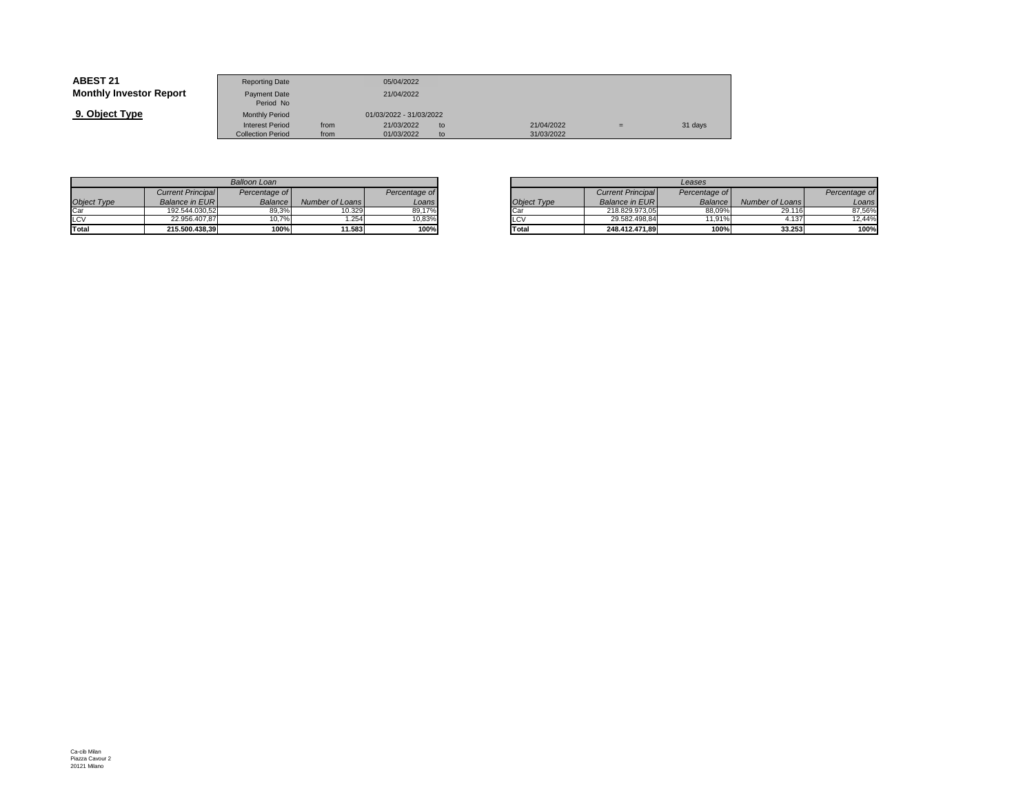**ABEST 21**
**Monthly Investor Report**

**9. Object Type**

| | | | | | | |
|---|---|---|---|---|---|---|
| Reporting Date | | 05/04/2022 | | | | |
| Payment Date | | 21/04/2022 | | | | |
| Period No | | | | | | |
| Monthly Period | | 01/03/2022 - 31/03/2022 | | | | |
| Interest Period | from | 21/03/2022 | to | 21/04/2022 | = | 31 days |
| Collection Period | from | 01/03/2022 | to | 31/03/2022 | | |

| *Balloon Loan* | | | | |
|---|---|---|---|---|
| *Object Type* | *Current Principal Balance in EUR* | *Percentage of Balance* | *Number of Loans* | *Percentage of Loans* |
| Car | 192.544.030,52 | 89,3% | 10.329 | 89,17% |
| LCV | 22.956.407,87 | 10,7% | 1.254 | 10,83% |
| **Total** | **215.500.438,39** | **100%** | **11.583** | **100%** |

| *Leases* | | | | |
|---|---|---|---|---|
| *Object Type* | *Current Principal Balance in EUR* | *Percentage of Balance* | *Number of Loans* | *Percentage of Loans* |
| Car | 218.829.973,05 | 88,09% | 29.116 | 87,56% |
| LCV | 29.582.498,84 | 11,91% | 4.137 | 12,44% |
| **Total** | **248.412.471,89** | **100%** | **33.253** | **100%** |

Ca-cib Milan
Piazza Cavour 2
20121 Milano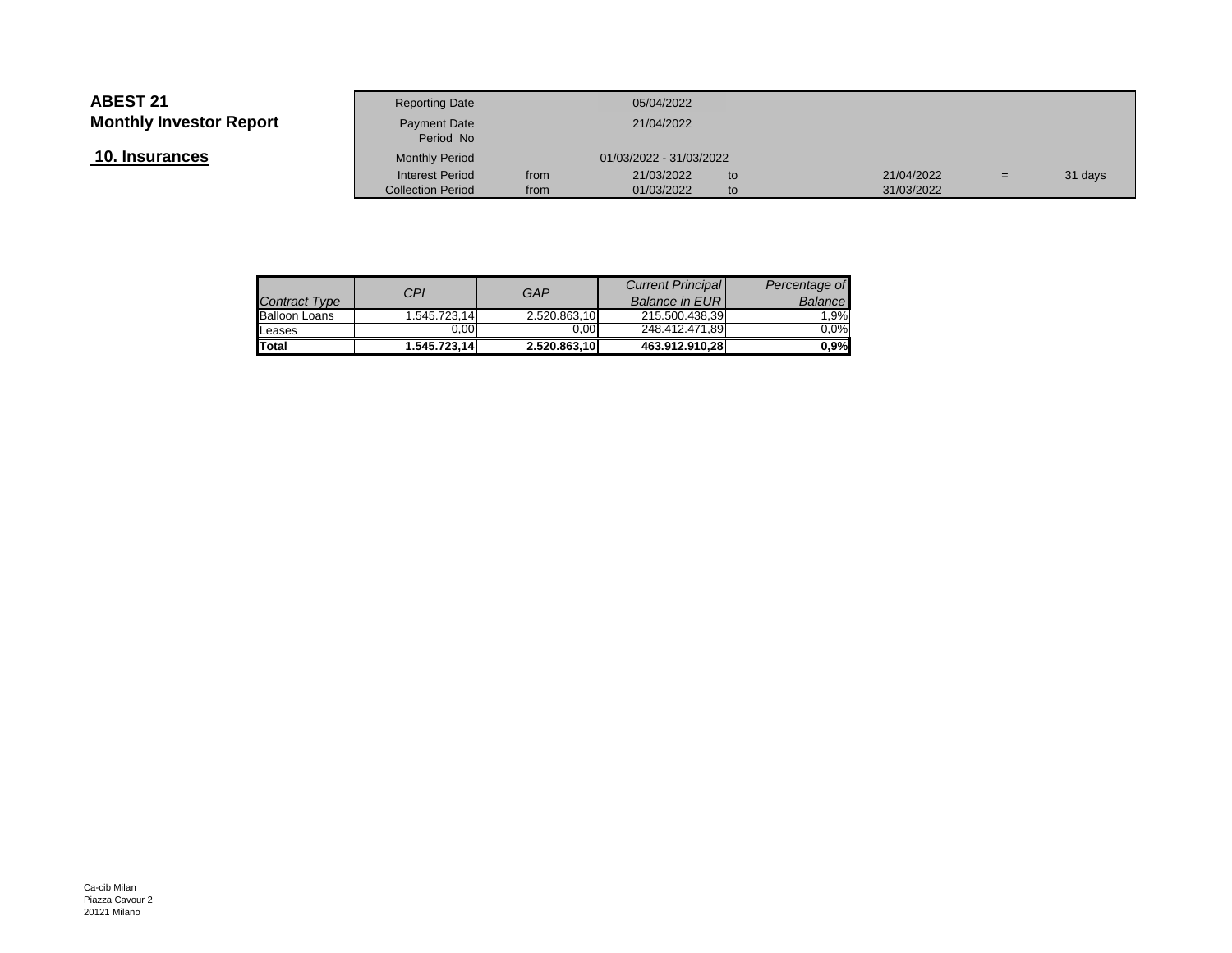**ABEST 21**

**Monthly Investor Report**

## 10. Insurances

| | | | | | | | |
|---|---|---|---|---|---|---|---|
| Reporting Date | | 05/04/2022 | | | | | |
| Payment Date | | 21/04/2022 | | | | | |
| Period No | | | | | | | |
| Monthly Period | | 01/03/2022 - 31/03/2022 | | | | | |
| Interest Period | from | 21/03/2022 | to | | 21/04/2022 | = | 31 days |
| Collection Period | from | 01/03/2022 | to | | 31/03/2022 | | |

| *Contract Type* | *CPI* | *GAP* | *Current Principal Balance in EUR* | *Percentage of Balance* |
|---|---|---|---|---|
| Balloon Loans | 1.545.723,14 | 2.520.863,10 | 215.500.438,39 | 1,9% |
| Leases | 0,00 | 0,00 | 248.412.471,89 | 0,0% |
| **Total** | **1.545.723,14** | **2.520.863,10** | **463.912.910,28** | **0,9%** |

Ca-cib Milan
Piazza Cavour 2
20121 Milano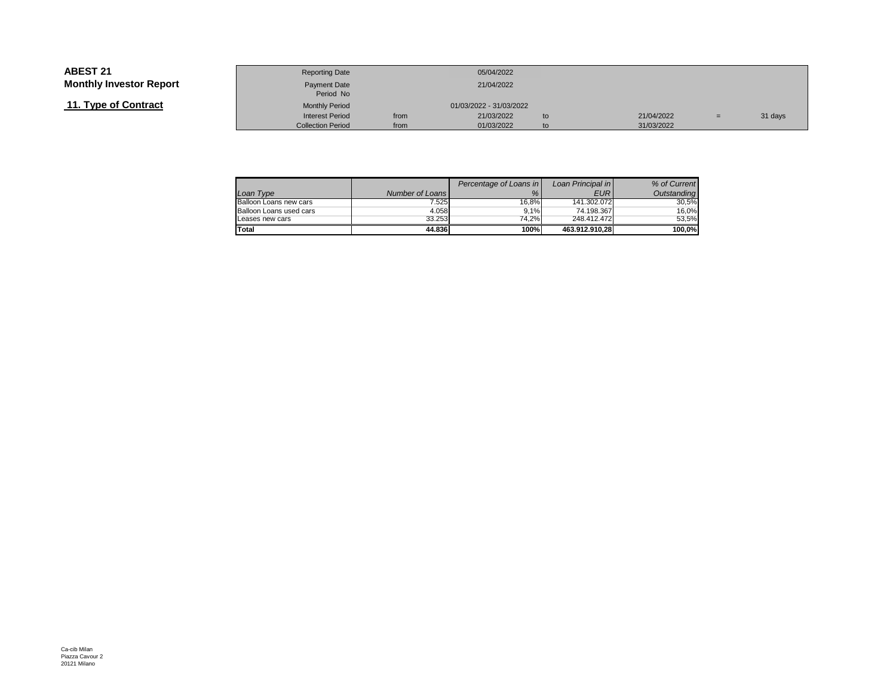**ABEST 21**

**Monthly Investor Report**

## 11. Type of Contract

| | | | | | | |
|---|---|---|---|---|---|---|
| Reporting Date | | 05/04/2022 | | | | |
| Payment Date | | 21/04/2022 | | | | |
| Period No | | | | | | |
| Monthly Period | | 01/03/2022 - 31/03/2022 | | | | |
| Interest Period | from | 21/03/2022 | to | 21/04/2022 | = | 31 days |
| Collection Period | from | 01/03/2022 | to | 31/03/2022 | | |

| *Loan Type* | *Number of Loans* | *Percentage of Loans in %* | *Loan Principal in EUR* | *% of Current Outstanding* |
|---|---|---|---|---|
| Balloon Loans new cars | 7.525 | 16,8% | 141.302.072 | 30,5% |
| Balloon Loans used cars | 4.058 | 9,1% | 74.198.367 | 16,0% |
| Leases new cars | 33.253 | 74,2% | 248.412.472 | 53,5% |
| **Total** | **44.836** | **100%** | **463.912.910,28** | **100,0%** |

Ca-cib Milan
Piazza Cavour 2
20121 Milano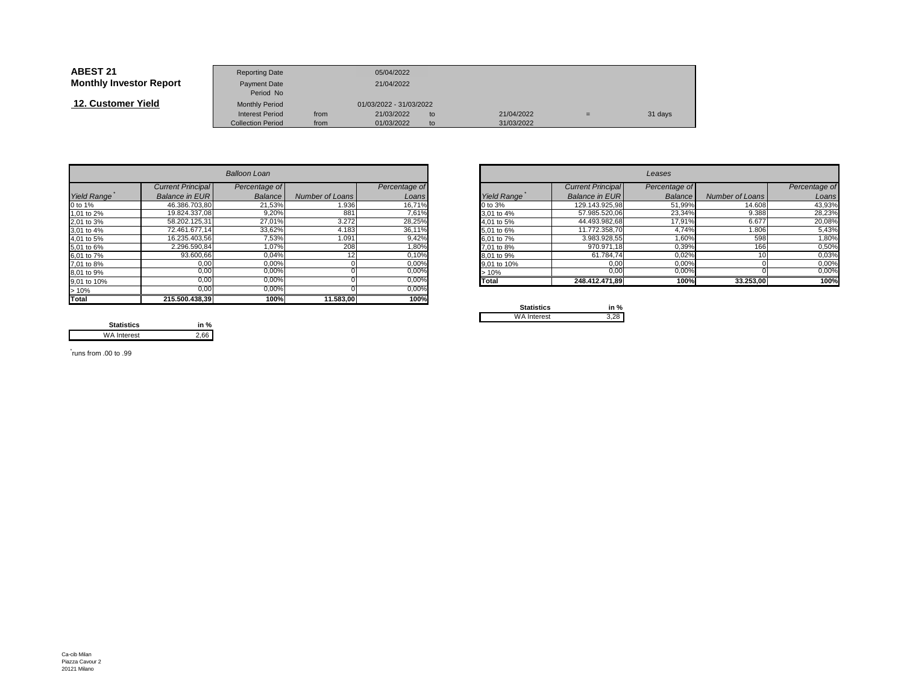**ABEST 21**
**Monthly Investor Report**

## 12. Customer Yield

| Reporting Date | | 05/04/2022 | | | | |
|---|---|---|---|---|---|---|
| Payment Date | | 21/04/2022 | | | | |
| Period No | | | | | | |
| Monthly Period | | 01/03/2022 - 31/03/2022 | | | | |
| Interest Period | from | 21/03/2022 | to | 21/04/2022 | = | 31 days |
| Collection Period | from | 01/03/2022 | to | 31/03/2022 | | |

| *Balloon Loan* | | | | |
|---|---|---|---|---|
| *Yield Range[*]* | *Current Principal Balance in EUR* | *Percentage of Balance* | *Number of Loans* | *Percentage of Loans* |
| 0 to 1% | 46.386.703,80 | 21,53% | 1.936 | 16,71% |
| 1,01 to 2% | 19.824.337,08 | 9,20% | 881 | 7,61% |
| 2,01 to 3% | 58.202.125,31 | 27,01% | 3.272 | 28,25% |
| 3,01 to 4% | 72.461.677,14 | 33,62% | 4.183 | 36,11% |
| 4,01 to 5% | 16.235.403,56 | 7,53% | 1.091 | 9,42% |
| 5,01 to 6% | 2.296.590,84 | 1,07% | 208 | 1,80% |
| 6,01 to 7% | 93.600,66 | 0,04% | 12 | 0,10% |
| 7,01 to 8% | 0,00 | 0,00% | 0 | 0,00% |
| 8,01 to 9% | 0,00 | 0,00% | 0 | 0,00% |
| 9,01 to 10% | 0,00 | 0,00% | 0 | 0,00% |
| > 10% | 0,00 | 0,00% | 0 | 0,00% |
| **Total** | **215.500.438,39** | **100%** | **11.583,00** | **100%** |

| **Statistics** | **in %** |
|---|---|
| WA Interest | 2,66 |

| *Leases* | | | | |
|---|---|---|---|---|
| *Yield Range[*]* | *Current Principal Balance in EUR* | *Percentage of Balance* | *Number of Loans* | *Percentage of Loans* |
| 0 to 3% | 129.143.925,98 | 51,99% | 14.608 | 43,93% |
| 3,01 to 4% | 57.985.520,06 | 23,34% | 9.388 | 28,23% |
| 4,01 to 5% | 44.493.982,68 | 17,91% | 6.677 | 20,08% |
| 5,01 to 6% | 11.772.358,70 | 4,74% | 1.806 | 5,43% |
| 6,01 to 7% | 3.983.928,55 | 1,60% | 598 | 1,80% |
| 7,01 to 8% | 970.971,18 | 0,39% | 166 | 0,50% |
| 8,01 to 9% | 61.784,74 | 0,02% | 10 | 0,03% |
| 9,01 to 10% | 0,00 | 0,00% | 0 | 0,00% |
| > 10% | 0,00 | 0,00% | 0 | 0,00% |
| **Total** | **248.412.471,89** | **100%** | **33.253,00** | **100%** |

| **Statistics** | **in %** |
|---|---|
| WA Interest | 3,28 |

[*] runs from .00 to .99

Ca-cib Milan
Piazza Cavour 2
20121 Milano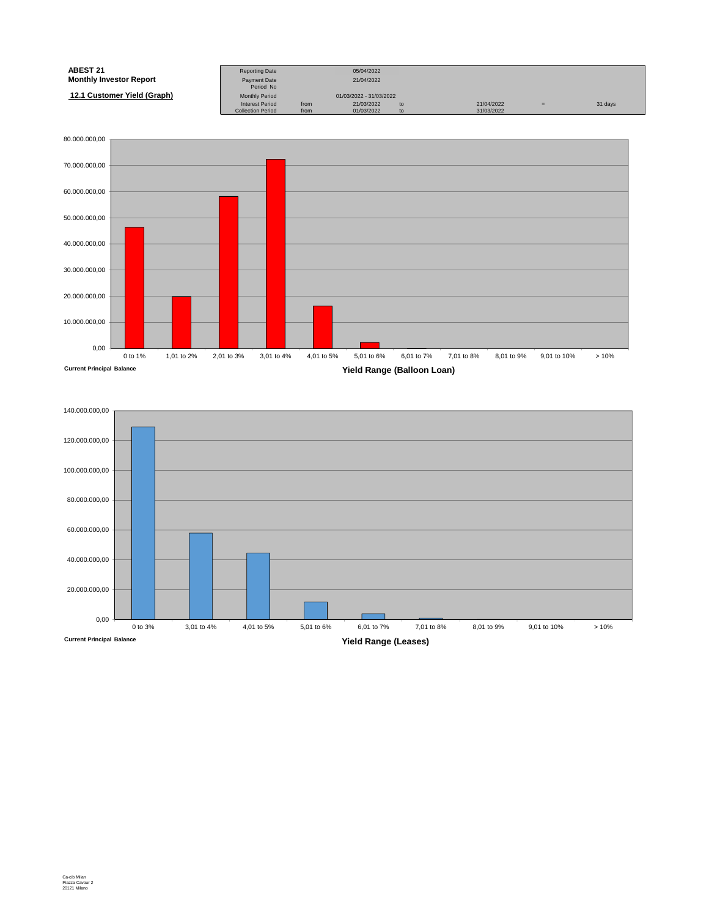**ABEST 21**
**Monthly Investor Report**

**12.1 Customer Yield (Graph)**

| | | | | | | |
|---|---|---|---|---|---|---|
| Reporting Date | | 05/04/2022 | | | | |
| Payment Date | | 21/04/2022 | | | | |
| Period No | | | | | | |
| Monthly Period | | 01/03/2022 - 31/03/2022 | | | | |
| Interest Period | from | 21/03/2022 | to | 21/04/2022 | = | 31 days |
| Collection Period | from | 01/03/2022 | to | 31/03/2022 | | |

Current Principal Balance

Yield Range (Balloon Loan)

Axis values: 0,00 / 10.000.000,00 / 20.000.000,00 / 30.000.000,00 / 40.000.000,00 / 50.000.000,00 / 60.000.000,00 / 70.000.000,00 / 80.000.000,00

Categories: 0 to 1% / 1,01 to 2% / 2,01 to 3% / 3,01 to 4% / 4,01 to 5% / 5,01 to 6% / 6,01 to 7% / 7,01 to 8% / 8,01 to 9% / 9,01 to 10% / > 10%

Current Principal Balance

Yield Range (Leases)

Axis values: 0,00 / 20.000.000,00 / 40.000.000,00 / 60.000.000,00 / 80.000.000,00 / 100.000.000,00 / 120.000.000,00 / 140.000.000,00

Categories: 0 to 3% / 3,01 to 4% / 4,01 to 5% / 5,01 to 6% / 6,01 to 7% / 7,01 to 8% / 8,01 to 9% / 9,01 to 10% / > 10%

Ca-cib Milan
Piazza Cavour 2
20121 Milano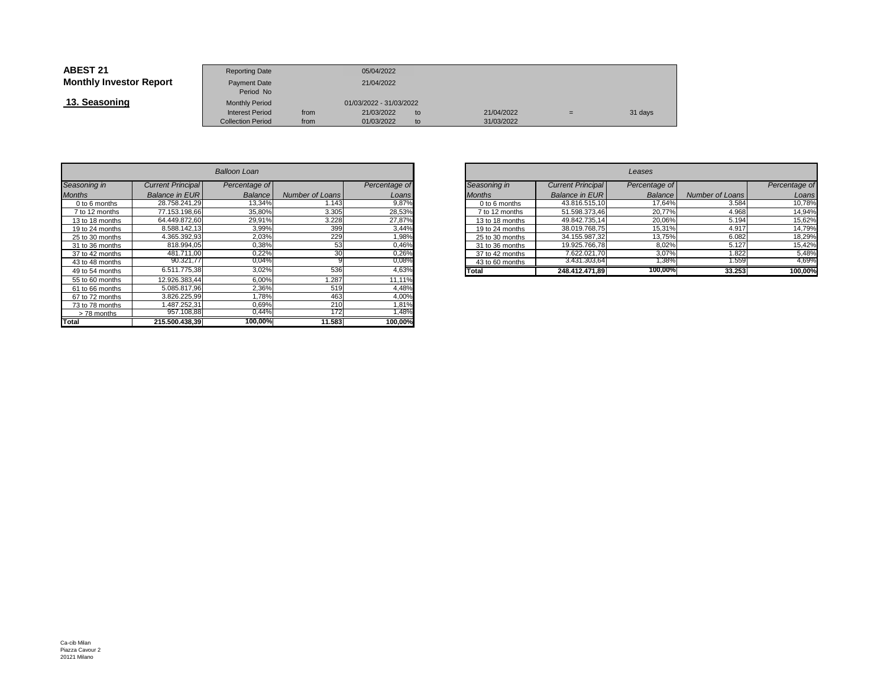**ABEST 21**
**Monthly Investor Report**

**13. Seasoning**

| | | | | | | |
|---|---|---|---|---|---|---|
| Reporting Date | | 05/04/2022 | | | | |
| Payment Date | | 21/04/2022 | | | | |
| Period No | | | | | | |
| Monthly Period | | 01/03/2022 - 31/03/2022 | | | | |
| Interest Period | from | 21/03/2022 | to | 21/04/2022 | = | 31 days |
| Collection Period | from | 01/03/2022 | to | 31/03/2022 | | |

| *Balloon Loan* | | | | |
|---|---|---|---|---|
| *Seasoning in Months* | *Current Principal Balance in EUR* | *Percentage of Balance* | *Number of Loans* | *Percentage of Loans* |
| 0 to 6 months | 28.758.241,29 | 13,34% | 1.143 | 9,87% |
| 7 to 12 months | 77.153.198,66 | 35,80% | 3.305 | 28,53% |
| 13 to 18 months | 64.449.872,60 | 29,91% | 3.228 | 27,87% |
| 19 to 24 months | 8.588.142,13 | 3,99% | 399 | 3,44% |
| 25 to 30 months | 4.365.392,93 | 2,03% | 229 | 1,98% |
| 31 to 36 months | 818.994,05 | 0,38% | 53 | 0,46% |
| 37 to 42 months | 481.711,00 | 0,22% | 30 | 0,26% |
| 43 to 48 months | 90.321,77 | 0,04% | 9 | 0,08% |
| 49 to 54 months | 6.511.775,38 | 3,02% | 536 | 4,63% |
| 55 to 60 months | 12.926.383,44 | 6,00% | 1.287 | 11,11% |
| 61 to 66 months | 5.085.817,96 | 2,36% | 519 | 4,48% |
| 67 to 72 months | 3.826.225,99 | 1,78% | 463 | 4,00% |
| 73 to 78 months | 1.487.252,31 | 0,69% | 210 | 1,81% |
| > 78 months | 957.108,88 | 0,44% | 172 | 1,48% |
| **Total** | **215.500.438,39** | **100,00%** | **11.583** | **100,00%** |

| *Leases* | | | | |
|---|---|---|---|---|
| *Seasoning in Months* | *Current Principal Balance in EUR* | *Percentage of Balance* | *Number of Loans* | *Percentage of Loans* |
| 0 to 6 months | 43.816.515,10 | 17,64% | 3.584 | 10,78% |
| 7 to 12 months | 51.598.373,46 | 20,77% | 4.968 | 14,94% |
| 13 to 18 months | 49.842.735,14 | 20,06% | 5.194 | 15,62% |
| 19 to 24 months | 38.019.768,75 | 15,31% | 4.917 | 14,79% |
| 25 to 30 months | 34.155.987,32 | 13,75% | 6.082 | 18,29% |
| 31 to 36 months | 19.925.766,78 | 8,02% | 5.127 | 15,42% |
| 37 to 42 months | 7.622.021,70 | 3,07% | 1.822 | 5,48% |
| 43 to 60 months | 3.431.303,64 | 1,38% | 1.559 | 4,69% |
| **Total** | **248.412.471,89** | **100,00%** | **33.253** | **100,00%** |

Ca-cib Milan
Piazza Cavour 2
20121 Milano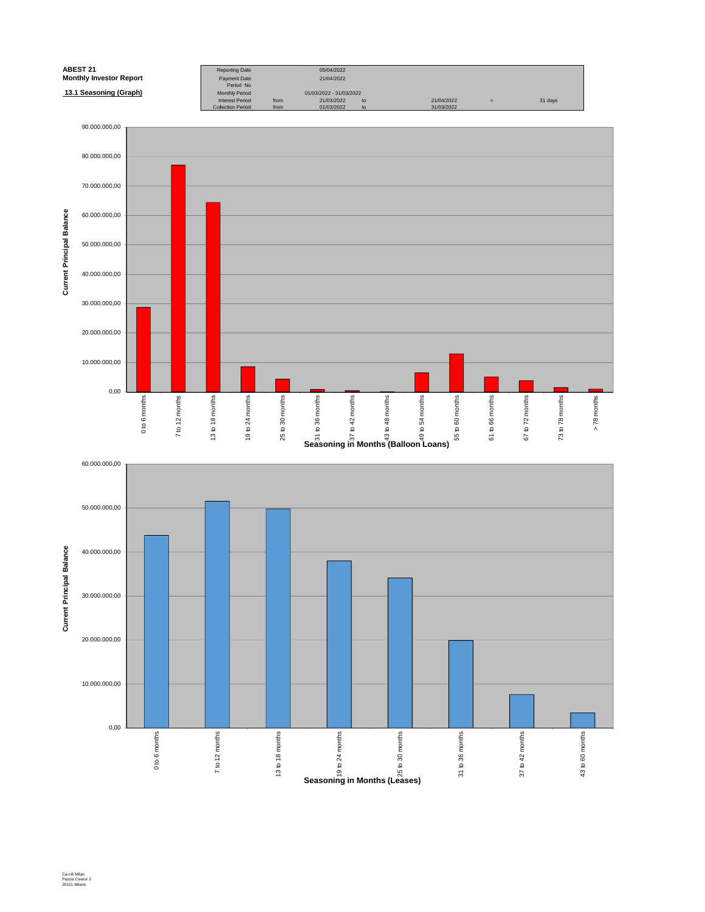**ABEST 21**
**Monthly Investor Report**

**13.1 Seasoning (Graph)**

| | | | | | | |
|---|---|---|---|---|---|---|
| Reporting Date | | 05/04/2022 | | | | |
| Payment Date | | 21/04/2022 | | | | |
| Period No | | | | | | |
| Monthly Period | | 01/03/2022 - 31/03/2022 | | | | |
| Interest Period | from | 21/03/2022 | to | 21/04/2022 | = | 31 days |
| Collection Period | from | 01/03/2022 | to | 31/03/2022 | | |

Current Principal Balance

| Seasoning in Months (Balloon Loans) |
|---|
| 0 to 6 months |
| 7 to 12 months |
| 13 to 18 months |
| 19 to 24 months |
| 25 to 30 months |
| 31 to 36 months |
| 37 to 42 months |
| 43 to 48 months |
| 49 to 54 months |
| 55 to 60 months |
| 61 to 66 months |
| 67 to 72 months |
| 73 to 78 months |
| > 78 months |

Y-axis: 0,00 – 90.000.000,00

**Seasoning in Months (Balloon Loans)**

Current Principal Balance

| Seasoning in Months (Leases) |
|---|
| 0 to 6 months |
| 7 to 12 months |
| 13 to 18 months |
| 19 to 24 months |
| 25 to 30 months |
| 31 to 36 months |
| 37 to 42 months |
| 43 to 60 months |

Y-axis: 0,00 – 60.000.000,00

**Seasoning in Months (Leases)**

Ca-cib Milan
Piazza Cavour 2
20121 Milano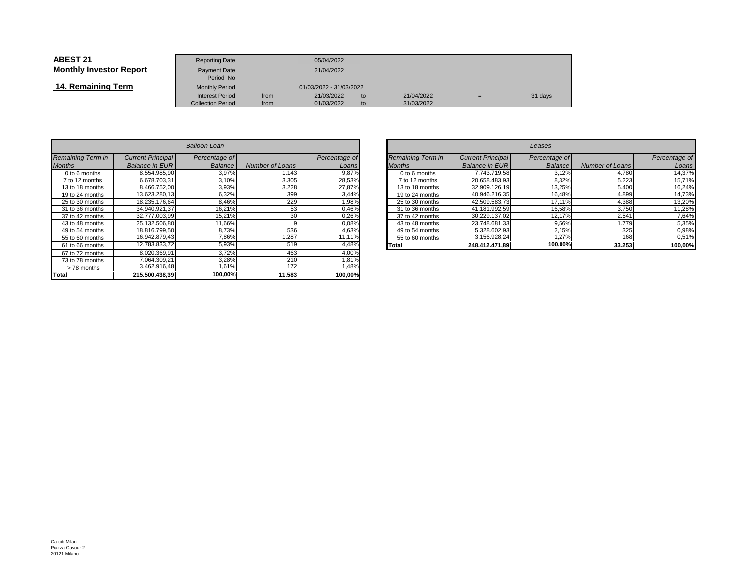**ABEST 21**
**Monthly Investor Report**

## 14. Remaining Term

| | | | | | | |
|---|---|---|---|---|---|---|
| Reporting Date | | 05/04/2022 | | | | |
| Payment Date | | 21/04/2022 | | | | |
| Period No | | | | | | |
| Monthly Period | | 01/03/2022 - 31/03/2022 | | | | |
| Interest Period | from | 21/03/2022 | to | 21/04/2022 | = | 31 days |
| Collection Period | from | 01/03/2022 | to | 31/03/2022 | | |

| *Balloon Loan* | | | | |
|---|---|---|---|---|
| *Remaining Term in Months* | *Current Principal Balance in EUR* | *Percentage of Balance* | *Number of Loans* | *Percentage of Loans* |
| 0 to 6 months | 8.554.985,90 | 3,97% | 1.143 | 9,87% |
| 7 to 12 months | 6.678.703,31 | 3,10% | 3.305 | 28,53% |
| 13 to 18 months | 8.466.752,00 | 3,93% | 3.228 | 27,87% |
| 19 to 24 months | 13.623.280,13 | 6,32% | 399 | 3,44% |
| 25 to 30 months | 18.235.176,64 | 8,46% | 229 | 1,98% |
| 31 to 36 months | 34.940.921,37 | 16,21% | 53 | 0,46% |
| 37 to 42 months | 32.777.003,99 | 15,21% | 30 | 0,26% |
| 43 to 48 months | 25.132.506,80 | 11,66% | 9 | 0,08% |
| 49 to 54 months | 18.816.799,50 | 8,73% | 536 | 4,63% |
| 55 to 60 months | 16.942.879,43 | 7,86% | 1.287 | 11,11% |
| 61 to 66 months | 12.783.833,72 | 5,93% | 519 | 4,48% |
| 67 to 72 months | 8.020.369,91 | 3,72% | 463 | 4,00% |
| 73 to 78 months | 7.064.309,21 | 3,28% | 210 | 1,81% |
| > 78 months | 3.462.916,48 | 1,61% | 172 | 1,48% |
| **Total** | **215.500.438,39** | **100,00%** | **11.583** | **100,00%** |

| *Leases* | | | | |
|---|---|---|---|---|
| *Remaining Term in Months* | *Current Principal Balance in EUR* | *Percentage of Balance* | *Number of Loans* | *Percentage of Loans* |
| 0 to 6 months | 7.743.719,58 | 3,12% | 4.780 | 14,37% |
| 7 to 12 months | 20.658.483,93 | 8,32% | 5.223 | 15,71% |
| 13 to 18 months | 32.909.126,19 | 13,25% | 5.400 | 16,24% |
| 19 to 24 months | 40.946.216,35 | 16,48% | 4.899 | 14,73% |
| 25 to 30 months | 42.509.583,73 | 17,11% | 4.388 | 13,20% |
| 31 to 36 months | 41.181.992,59 | 16,58% | 3.750 | 11,28% |
| 37 to 42 months | 30.229.137,02 | 12,17% | 2.541 | 7,64% |
| 43 to 48 months | 23.748.681,33 | 9,56% | 1.779 | 5,35% |
| 49 to 54 months | 5.328.602,93 | 2,15% | 325 | 0,98% |
| 55 to 60 months | 3.156.928,24 | 1,27% | 168 | 0,51% |
| **Total** | **248.412.471,89** | **100,00%** | **33.253** | **100,00%** |

Ca-cib Milan
Piazza Cavour 2
20121 Milano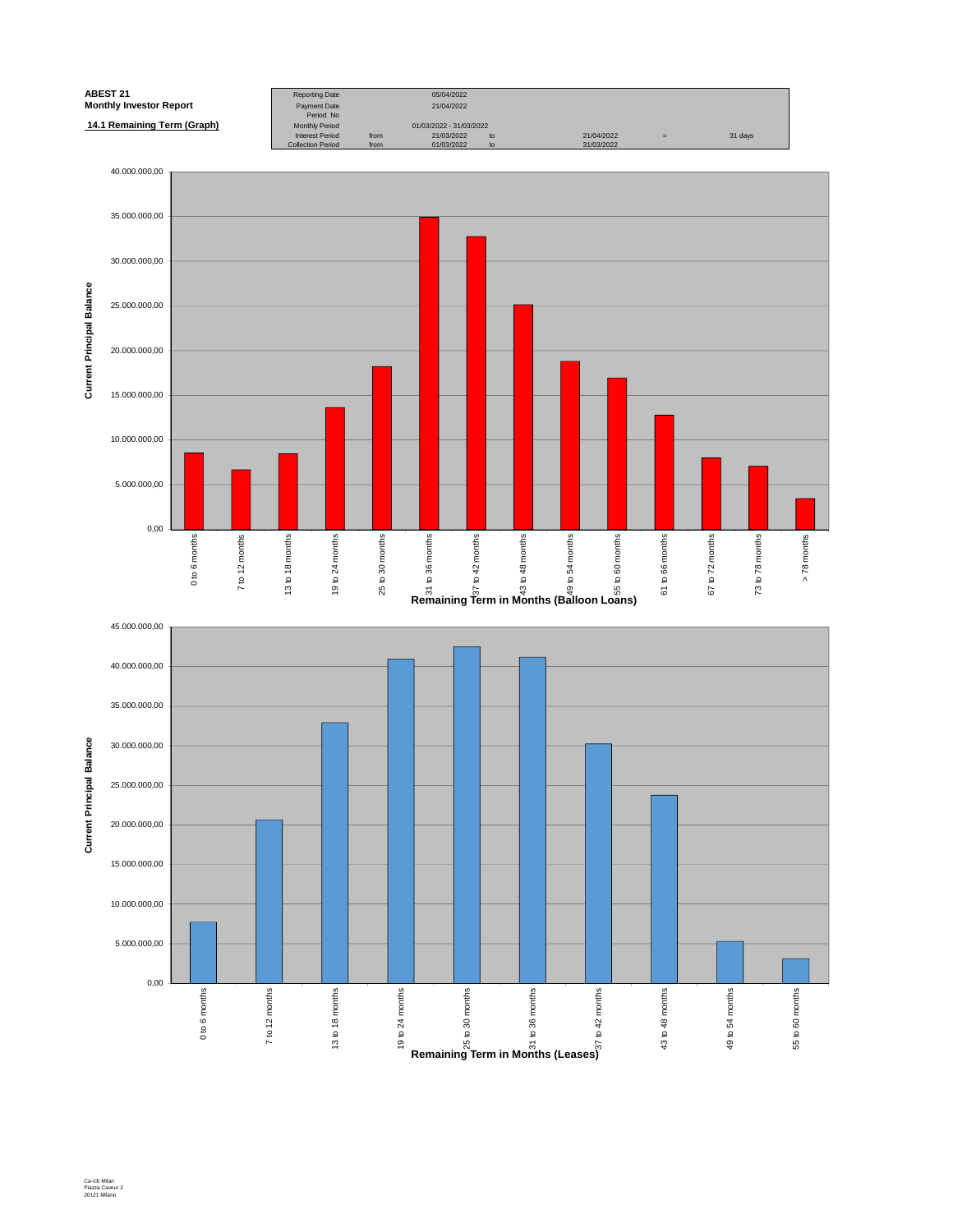**ABEST 21**
**Monthly Investor Report**

**14.1 Remaining Term (Graph)**

| | | | | | | |
|---|---|---|---|---|---|---|
| Reporting Date | | 05/04/2022 | | | | |
| Payment Date | | 21/04/2022 | | | | |
| Period No | | | | | | |
| Monthly Period | | 01/03/2022 - 31/03/2022 | | | | |
| Interest Period | from | 21/03/2022 | to | 21/04/2022 | = | 31 days |
| Collection Period | from | 01/03/2022 | to | 31/03/2022 | | |

Current Principal Balance

Remaining Term in Months (Balloon Loans)

| Remaining Term | Current Principal Balance (approx.) |
|---|---|
| 0 to 6 months | 8.500.000,00 |
| 7 to 12 months | 6.600.000,00 |
| 13 to 18 months | 8.400.000,00 |
| 19 to 24 months | 13.600.000,00 |
| 25 to 30 months | 18.200.000,00 |
| 31 to 36 months | 34.900.000,00 |
| 37 to 42 months | 32.700.000,00 |
| 43 to 48 months | 25.100.000,00 |
| 49 to 54 months | 18.800.000,00 |
| 55 to 60 months | 16.900.000,00 |
| 61 to 66 months | 12.800.000,00 |
| 67 to 72 months | 8.000.000,00 |
| 73 to 78 months | 7.000.000,00 |
| > 78 months | 3.400.000,00 |

Current Principal Balance

Remaining Term in Months (Leases)

| Remaining Term | Current Principal Balance (approx.) |
|---|---|
| 0 to 6 months | 7.700.000,00 |
| 7 to 12 months | 20.600.000,00 |
| 13 to 18 months | 32.900.000,00 |
| 19 to 24 months | 40.900.000,00 |
| 25 to 30 months | 42.500.000,00 |
| 31 to 36 months | 41.100.000,00 |
| 37 to 42 months | 30.200.000,00 |
| 43 to 48 months | 23.700.000,00 |
| 49 to 54 months | 5.200.000,00 |
| 55 to 60 months | 3.100.000,00 |

Ca-cib Milan
Piazza Cavour 2
20121 Milano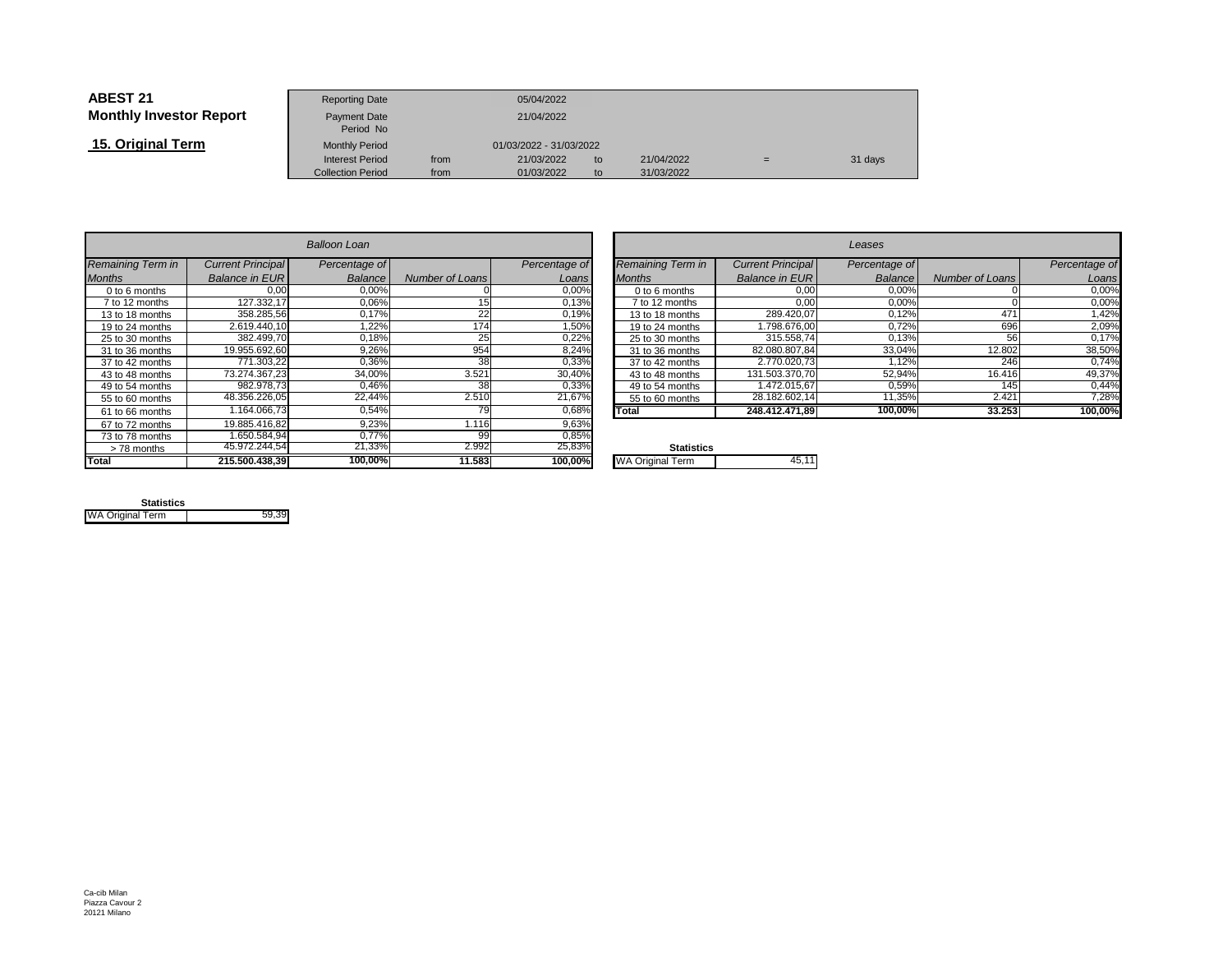# ABEST 21
## Monthly Investor Report

### 15. Original Term

| | | | | | | |
|---|---|---|---|---|---|---|
| Reporting Date | | 05/04/2022 | | | | |
| Payment Date | | 21/04/2022 | | | | |
| Period No | | | | | | |
| Monthly Period | | 01/03/2022 - 31/03/2022 | | | | |
| Interest Period | from | 21/03/2022 | to | 21/04/2022 | = | 31 days |
| Collection Period | from | 01/03/2022 | to | 31/03/2022 | | |

| *Balloon Loan* | | | | |
|---|---|---|---|---|
| *Remaining Term in Months* | *Current Principal Balance in EUR* | *Percentage of Balance* | *Number of Loans* | *Percentage of Loans* |
| 0 to 6 months | 0,00 | 0,00% | 0 | 0,00% |
| 7 to 12 months | 127.332,17 | 0,06% | 15 | 0,13% |
| 13 to 18 months | 358.285,56 | 0,17% | 22 | 0,19% |
| 19 to 24 months | 2.619.440,10 | 1,22% | 174 | 1,50% |
| 25 to 30 months | 382.499,70 | 0,18% | 25 | 0,22% |
| 31 to 36 months | 19.955.692,60 | 9,26% | 954 | 8,24% |
| 37 to 42 months | 771.303,22 | 0,36% | 38 | 0,33% |
| 43 to 48 months | 73.274.367,23 | 34,00% | 3.521 | 30,40% |
| 49 to 54 months | 982.978,73 | 0,46% | 38 | 0,33% |
| 55 to 60 months | 48.356.226,05 | 22,44% | 2.510 | 21,67% |
| 61 to 66 months | 1.164.066,73 | 0,54% | 79 | 0,68% |
| 67 to 72 months | 19.885.416,82 | 9,23% | 1.116 | 9,63% |
| 73 to 78 months | 1.650.584,94 | 0,77% | 99 | 0,85% |
| > 78 months | 45.972.244,54 | 21,33% | 2.992 | 25,83% |
| **Total** | **215.500.438,39** | **100,00%** | **11.583** | **100,00%** |

**Statistics**

| WA Original Term | 59,39 |
|---|---|

| *Leases* | | | | |
|---|---|---|---|---|
| *Remaining Term in Months* | *Current Principal Balance in EUR* | *Percentage of Balance* | *Number of Loans* | *Percentage of Loans* |
| 0 to 6 months | 0,00 | 0,00% | 0 | 0,00% |
| 7 to 12 months | 0,00 | 0,00% | 0 | 0,00% |
| 13 to 18 months | 289.420,07 | 0,12% | 471 | 1,42% |
| 19 to 24 months | 1.798.676,00 | 0,72% | 696 | 2,09% |
| 25 to 30 months | 315.558,74 | 0,13% | 56 | 0,17% |
| 31 to 36 months | 82.080.807,84 | 33,04% | 12.802 | 38,50% |
| 37 to 42 months | 2.770.020,73 | 1,12% | 246 | 0,74% |
| 43 to 48 months | 131.503.370,70 | 52,94% | 16.416 | 49,37% |
| 49 to 54 months | 1.472.015,67 | 0,59% | 145 | 0,44% |
| 55 to 60 months | 28.182.602,14 | 11,35% | 2.421 | 7,28% |
| **Total** | **248.412.471,89** | **100,00%** | **33.253** | **100,00%** |

**Statistics**

| WA Original Term | 45,11 |
|---|---|

Ca-cib Milan
Piazza Cavour 2
20121 Milano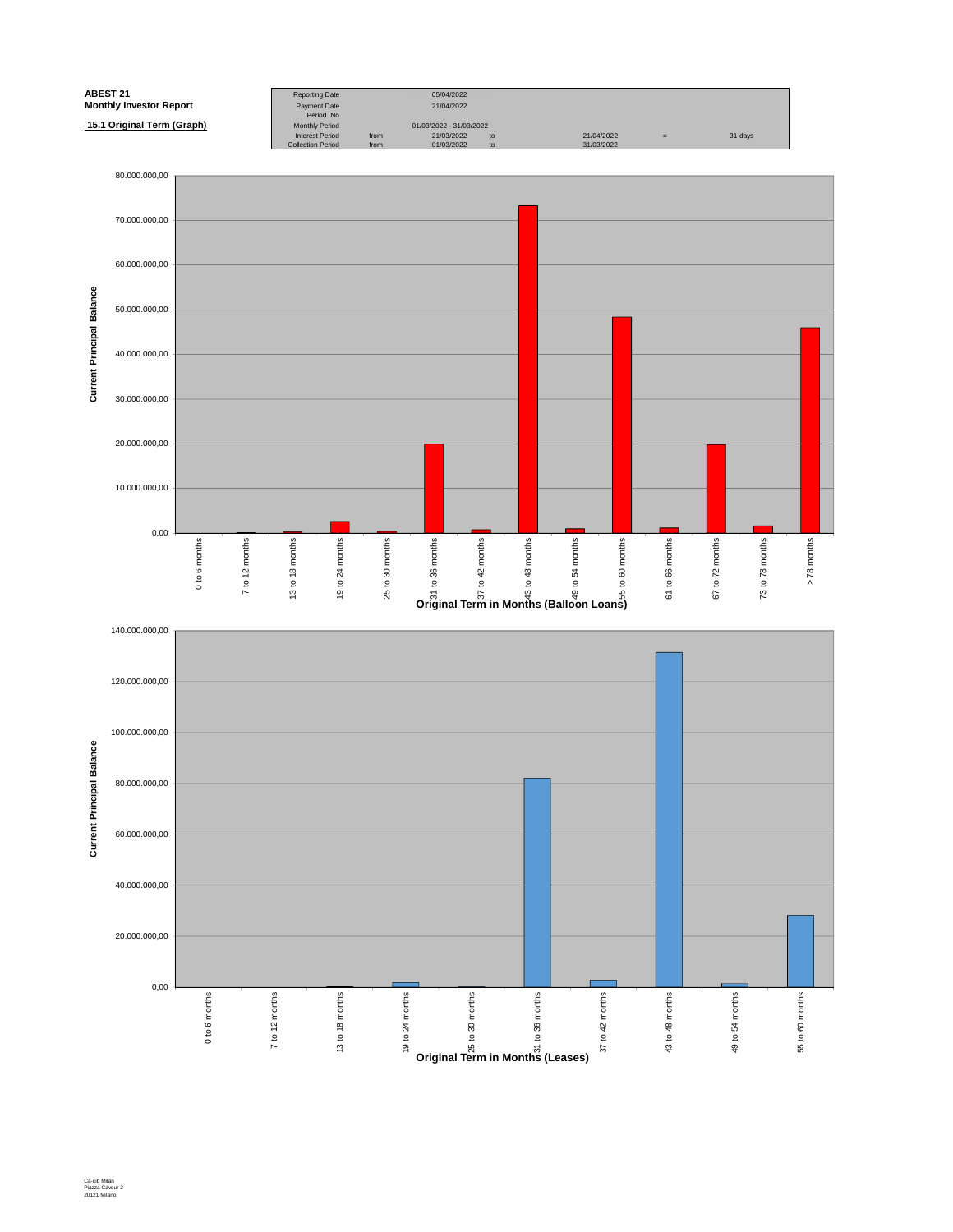**ABEST 21**
**Monthly Investor Report**

**15.1 Original Term (Graph)**

| | | | | | | |
|---|---|---|---|---|---|---|
| Reporting Date | | 05/04/2022 | | | | |
| Payment Date | | 21/04/2022 | | | | |
| Period No | | | | | | |
| Monthly Period | | 01/03/2022 - 31/03/2022 | | | | |
| Interest Period | from | 21/03/2022 | to | 21/04/2022 | = | 31 days |
| Collection Period | from | 01/03/2022 | to | 31/03/2022 | | |

Current Principal Balance

80.000.000,00
70.000.000,00
60.000.000,00
50.000.000,00
40.000.000,00
30.000.000,00
20.000.000,00
10.000.000,00
0,00

0 to 6 months | 7 to 12 months | 13 to 18 months | 19 to 24 months | 25 to 30 months | 31 to 36 months | 37 to 42 months | 43 to 48 months | 49 to 54 months | 55 to 60 months | 61 to 66 months | 67 to 72 months | 73 to 78 months | > 78 months

**Original Term in Months (Balloon Loans)**

Current Principal Balance

140.000.000,00
120.000.000,00
100.000.000,00
80.000.000,00
60.000.000,00
40.000.000,00
20.000.000,00
0,00

0 to 6 months | 7 to 12 months | 13 to 18 months | 19 to 24 months | 25 to 30 months | 31 to 36 months | 37 to 42 months | 43 to 48 months | 49 to 54 months | 55 to 60 months

**Original Term in Months (Leases)**

Ca-cib Milan
Piazza Cavour 2
20121 Milano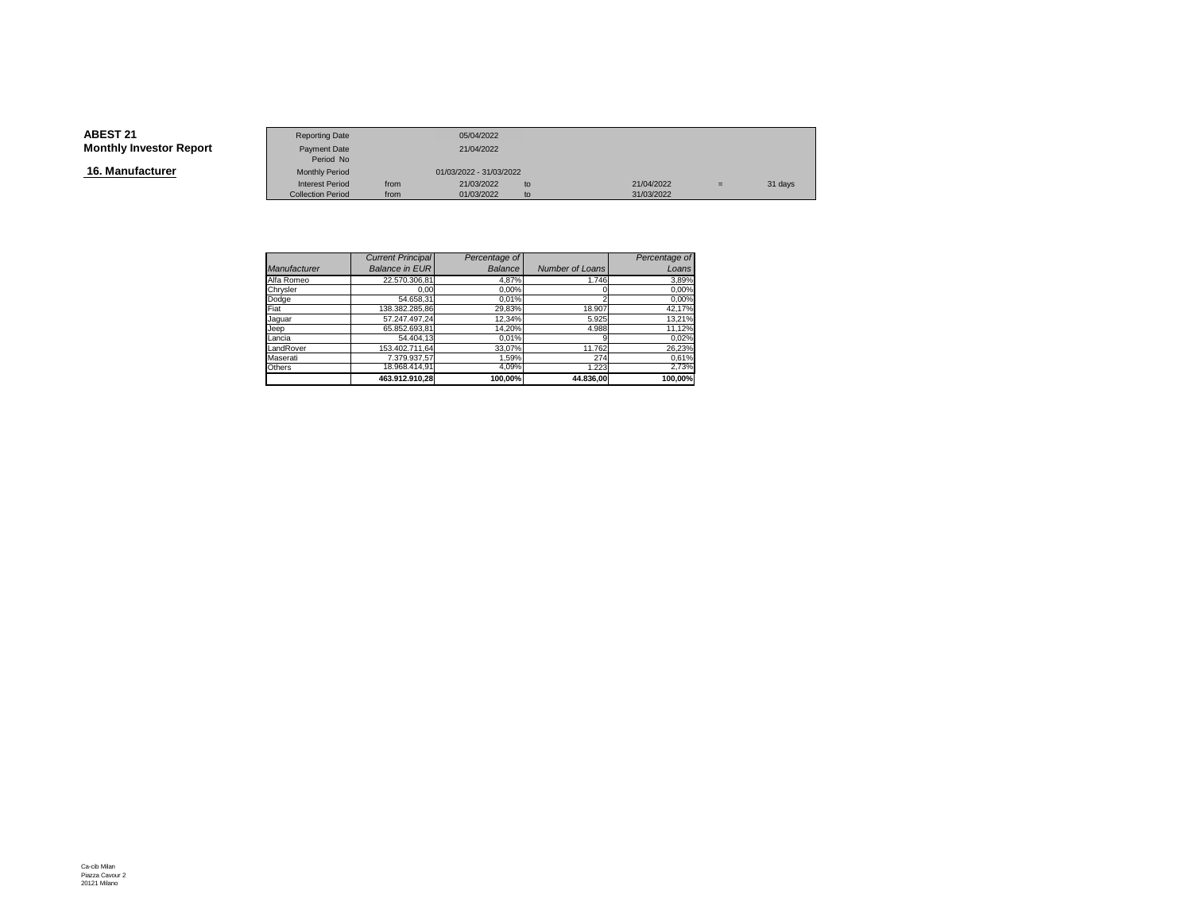**ABEST 21**
**Monthly Investor Report**

## 16. Manufacturer

| | | | | | | |
|---|---|---|---|---|---|---|
| Reporting Date | | 05/04/2022 | | | | |
| Payment Date | | 21/04/2022 | | | | |
| Period No | | | | | | |
| Monthly Period | | 01/03/2022 - 31/03/2022 | | | | |
| Interest Period | from | 21/03/2022 | to | 21/04/2022 | = | 31 days |
| Collection Period | from | 01/03/2022 | to | 31/03/2022 | | |

| *Manufacturer* | *Current Principal Balance in EUR* | *Percentage of Balance* | *Number of Loans* | *Percentage of Loans* |
|---|---|---|---|---|
| Alfa Romeo | 22.570.306,81 | 4,87% | 1.746 | 3,89% |
| Chrysler | 0,00 | 0,00% | 0 | 0,00% |
| Dodge | 54.658,31 | 0,01% | 2 | 0,00% |
| Fiat | 138.382.285,86 | 29,83% | 18.907 | 42,17% |
| Jaguar | 57.247.497,24 | 12,34% | 5.925 | 13,21% |
| Jeep | 65.852.693,81 | 14,20% | 4.988 | 11,12% |
| Lancia | 54.404,13 | 0,01% | 9 | 0,02% |
| LandRover | 153.402.711,64 | 33,07% | 11.762 | 26,23% |
| Maserati | 7.379.937,57 | 1,59% | 274 | 0,61% |
| Others | 18.968.414,91 | 4,09% | 1.223 | 2,73% |
| | **463.912.910,28** | **100,00%** | **44.836,00** | **100,00%** |

Ca-cib Milan
Piazza Cavour 2
20121 Milano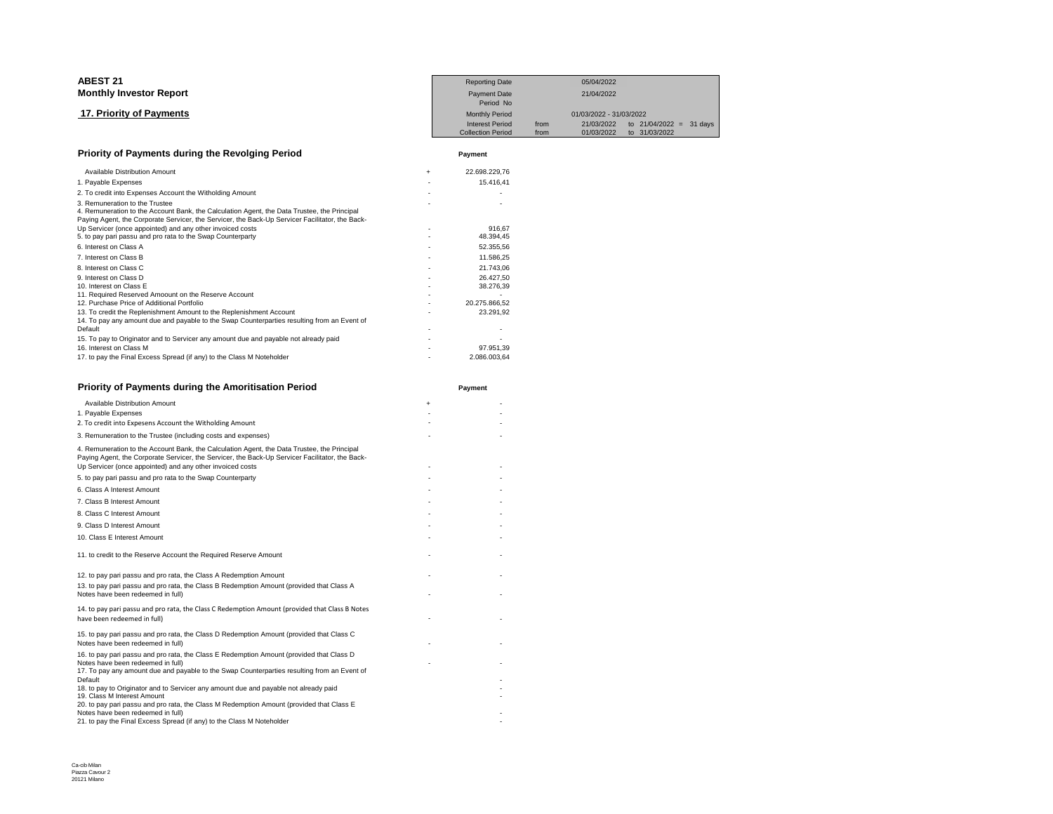**ABEST 21**
**Monthly Investor Report**

**17. Priority of Payments**

| | | | |
|---|---|---|---|
| Reporting Date | | 05/04/2022 | |
| Payment Date | | 21/04/2022 | |
| Period No | | | |
| Monthly Period | | 01/03/2022 - 31/03/2022 | |
| Interest Period | from | 21/03/2022 | to 21/04/2022 = 31 days |
| Collection Period | from | 01/03/2022 | to 31/03/2022 |

## Priority of Payments during the Revolging Period

| | | Payment |
|---|---|---|
| Available Distribution Amount | + | 22.698.229,76 |
| 1. Payable Expenses | - | 15.416,41 |
| 2. To credit into Expenses Account the Witholding Amount | - | - |
| 3. Remuneration to the Trustee | - | - |
| 4. Remuneration to the Account Bank, the Calculation Agent, the Data Trustee, the Principal Paying Agent, the Corporate Servicer, the Servicer, the Back-Up Servicer Facilitator, the Back-Up Servicer (once appointed) and any other invoiced costs | - | 916,67 |
| 5. to pay pari passu and pro rata to the Swap Counterparty | - | 48.394,45 |
| 6. Interest on Class A | - | 52.355,56 |
| 7. Interest on Class B | - | 11.586,25 |
| 8. Interest on Class C | - | 21.743,06 |
| 9. Interest on Class D | - | 26.427,50 |
| 10. Interest on Class E | - | 38.276,39 |
| 11. Required Reserved Amoount on the Reserve Account | - | |
| 12. Purchase Price of Additional Portfolio | - | 20.275.866,52 |
| 13. To credit the Replenishment Amount to the Replenishment Account | - | 23.291,92 |
| 14. To pay any amount due and payable to the Swap Counterparties resulting from an Event of Default | - | - |
| 15. To pay to Originator and to Servicer any amount due and payable not already paid | - | - |
| 16. Interest on Class M | - | 97.951,39 |
| 17. to pay the Final Excess Spread (if any) to the Class M Noteholder | - | 2.086.003,64 |

## Priority of Payments during the Amoritisation Period

| | | Payment |
|---|---|---|
| Available Distribution Amount | + | - |
| 1. Payable Expenses | - | - |
| 2. To credit into Expesens Account the Witholding Amount | - | - |
| 3. Remuneration to the Trustee (including costs and expenses) | - | - |
| 4. Remuneration to the Account Bank, the Calculation Agent, the Data Trustee, the Principal Paying Agent, the Corporate Servicer, the Servicer, the Back-Up Servicer Facilitator, the Back-Up Servicer (once appointed) and any other invoiced costs | - | - |
| 5. to pay pari passu and pro rata to the Swap Counterparty | - | - |
| 6. Class A Interest Amount | - | - |
| 7. Class B Interest Amount | - | - |
| 8. Class C Interest Amount | - | - |
| 9. Class D Interest Amount | - | - |
| 10. Class E Interest Amount | - | - |
| 11. to credit to the Reserve Account the Required Reserve Amount | - | - |
| 12. to pay pari passu and pro rata, the Class A Redemption Amount | - | - |
| 13. to pay pari passu and pro rata, the Class B Redemption Amount (provided that Class A Notes have been redeemed in full) | - | - |
| 14. to pay pari passu and pro rata, the Class C Redemption Amount (provided that Class B Notes have been redeemed in full) | - | - |
| 15. to pay pari passu and pro rata, the Class D Redemption Amount (provided that Class C Notes have been redeemed in full) | - | - |
| 16. to pay pari passu and pro rata, the Class E Redemption Amount (provided that Class D Notes have been redeemed in full) | - | - |
| 17. To pay any amount due and payable to the Swap Counterparties resulting from an Event of Default | | - |
| 18. to pay to Originator and to Servicer any amount due and payable not already paid | | - |
| 19. Class M Interest Amount | | - |
| 20. to pay pari passu and pro rata, the Class M Redemption Amount (provided that Class E Notes have been redeemed in full) | | - |
| 21. to pay the Final Excess Spread (if any) to the Class M Noteholder | | - |

Ca-cib Milan
Piazza Cavour 2
20121 Milano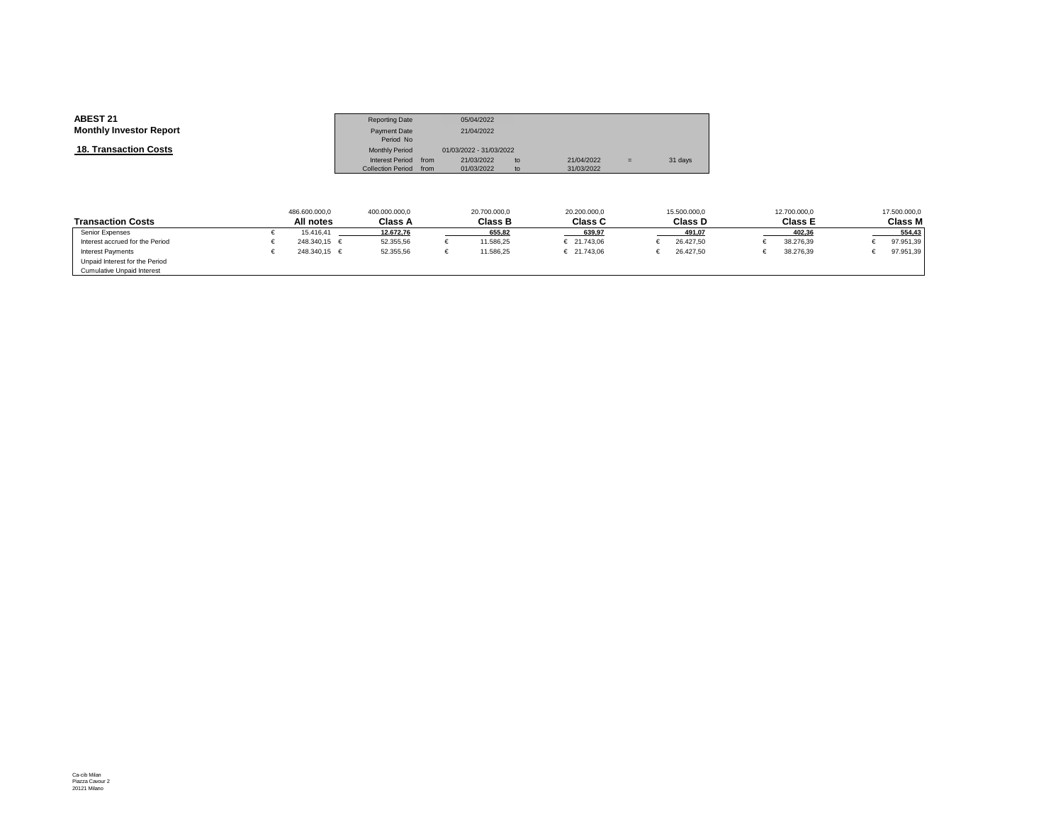**ABEST 21**
**Monthly Investor Report**

**18. Transaction Costs**

| Reporting Date | | 05/04/2022 | | | | |
|---|---|---|---|---|---|---|
| Payment Date | | 21/04/2022 | | | | |
| Period No | | | | | | |
| Monthly Period | | 01/03/2022 - 31/03/2022 | | | | |
| Interest Period | from | 21/03/2022 | to | 21/04/2022 | = | 31 days |
| Collection Period | from | 01/03/2022 | to | 31/03/2022 | | |

| | 486.600.000,0 | 400.000.000,0 | 20.700.000,0 | 20.200.000,0 | 15.500.000,0 | 12.700.000,0 | 17.500.000,0 |
|---|---|---|---|---|---|---|---|
| **Transaction Costs** | **All notes** | **Class A** | **Class B** | **Class C** | **Class D** | **Class E** | **Class M** |
| Senior Expenses | € 15.416,41 | 12.672,76 | 655,82 | 639,97 | 491,07 | 402,36 | 554,43 |
| Interest accrued for the Period | € 248.340,15 | € 52.355,56 | € 11.586,25 | € 21.743,06 | € 26.427,50 | € 38.276,39 | € 97.951,39 |
| Interest Payments | € 248.340,15 | € 52.355,56 | € 11.586,25 | € 21.743,06 | € 26.427,50 | € 38.276,39 | € 97.951,39 |
| Unpaid Interest for the Period | | | | | | | |
| Cumulative Unpaid Interest | | | | | | | |

Ca-cib Milan
Piazza Cavour 2
20121 Milano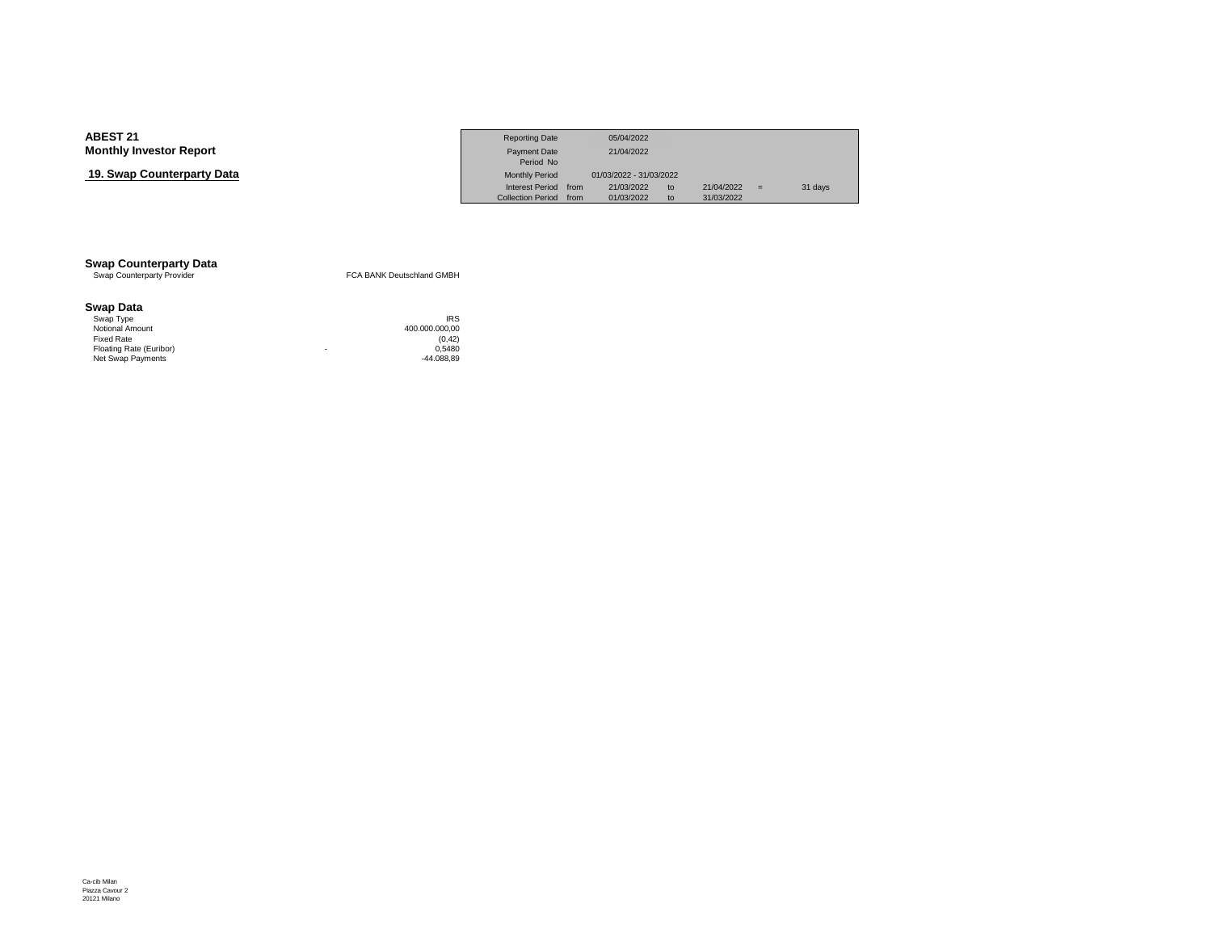**ABEST 21**
**Monthly Investor Report**

## 19. Swap Counterparty Data

| | | | | | | |
|---|---|---|---|---|---|---|
| Reporting Date | | 05/04/2022 | | | | |
| Payment Date | | 21/04/2022 | | | | |
| Period No | | | | | | |
| Monthly Period | | 01/03/2022 - 31/03/2022 | | | | |
| Interest Period | from | 21/03/2022 | to | 21/04/2022 | = | 31 days |
| Collection Period | from | 01/03/2022 | to | 31/03/2022 | | |

### Swap Counterparty Data

| | |
|---|---|
| Swap Counterparty Provider | FCA BANK Deutschland GMBH |

### Swap Data

| | | |
|---|---|---|
| Swap Type | | IRS |
| Notional Amount | | 400.000.000,00 |
| Fixed Rate | | (0,42) |
| Floating Rate (Euribor) | - | 0,5480 |
| Net Swap Payments | | -44.088,89 |

Ca-cib Milan
Piazza Cavour 2
20121 Milano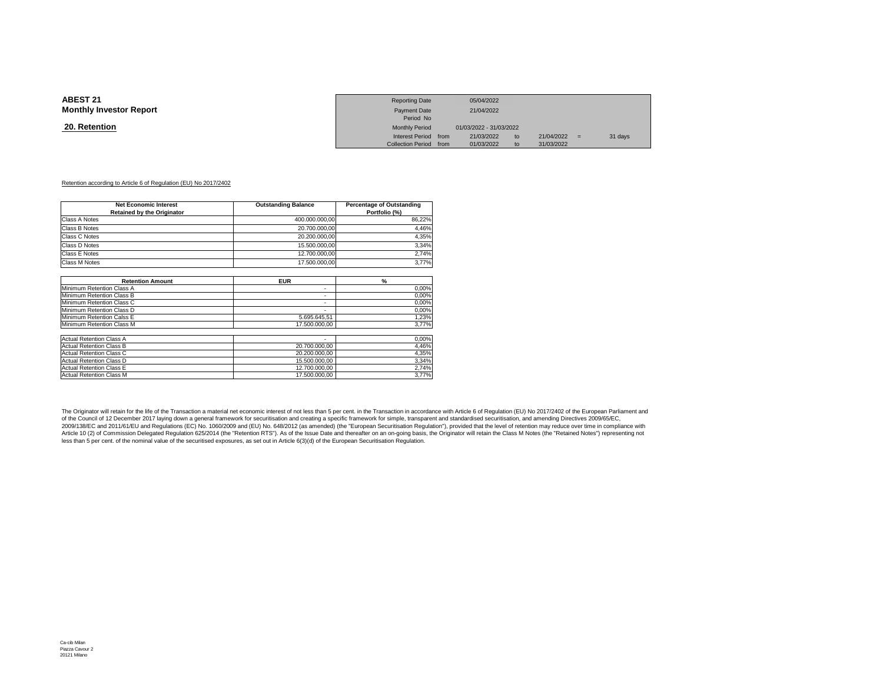**ABEST 21**
**Monthly Investor Report**

## 20. Retention

| | | | | | | | |
|---|---|---|---|---|---|---|---|
| Reporting Date | | 05/04/2022 | | | | | |
| Payment Date | | 21/04/2022 | | | | | |
| Period No | | | | | | | |
| Monthly Period | | 01/03/2022 - 31/03/2022 | | | | | |
| Interest Period | from | 21/03/2022 | to | 21/04/2022 | = | 31 days | |
| Collection Period | from | 01/03/2022 | to | 31/03/2022 | | | |

Retention according to Article 6 of Regulation (EU) No 2017/2402

| Net Economic Interest Retained by the Originator | Outstanding Balance | Percentage of Outstanding Portfolio (%) |
|---|---|---|
| Class A Notes | 400.000.000,00 | 86,22% |
| Class B Notes | 20.700.000,00 | 4,46% |
| Class C Notes | 20.200.000,00 | 4,35% |
| Class D Notes | 15.500.000,00 | 3,34% |
| Class E Notes | 12.700.000,00 | 2,74% |
| Class M Notes | 17.500.000,00 | 3,77% |

| Retention Amount | EUR | % |
|---|---|---|
| Minimum Retention Class A | - | 0,00% |
| Minimum Retention Class B | - | 0,00% |
| Minimum Retention Class C | - | 0,00% |
| Minimum Retention Class D | - | 0,00% |
| Minimum Retention Calss E | 5.695.645,51 | 1,23% |
| Minimum Retention Class M | 17.500.000,00 | 3,77% |
| | | |
| Actual Retention Class A | - | 0,00% |
| Actual Retention Class B | 20.700.000,00 | 4,46% |
| Actual Retention Class C | 20.200.000,00 | 4,35% |
| Actual Retention Class D | 15.500.000,00 | 3,34% |
| Actual Retention Class E | 12.700.000,00 | 2,74% |
| Actual Retention Class M | 17.500.000,00 | 3,77% |

The Originator will retain for the life of the Transaction a material net economic interest of not less than 5 per cent. in the Transaction in accordance with Article 6 of Regulation (EU) No 2017/2402 of the European Parliament and of the Council of 12 December 2017 laying down a general framework for securitisation and creating a specific framework for simple, transparent and standardised securitisation, and amending Directives 2009/65/EC, 2009/138/EC and 2011/61/EU and Regulations (EC) No. 1060/2009 and (EU) No. 648/2012 (as amended) (the "European Securitisation Regulation"), provided that the level of retention may reduce over time in compliance with Article 10 (2) of Commission Delegated Regulation 625/2014 (the "Retention RTS"). As of the Issue Date and thereafter on an on-going basis, the Originator will retain the Class M Notes (the "Retained Notes") representing not less than 5 per cent. of the nominal value of the securitised exposures, as set out in Article 6(3)(d) of the European Securitisation Regulation.

Ca-cib Milan
Piazza Cavour 2
20121 Milano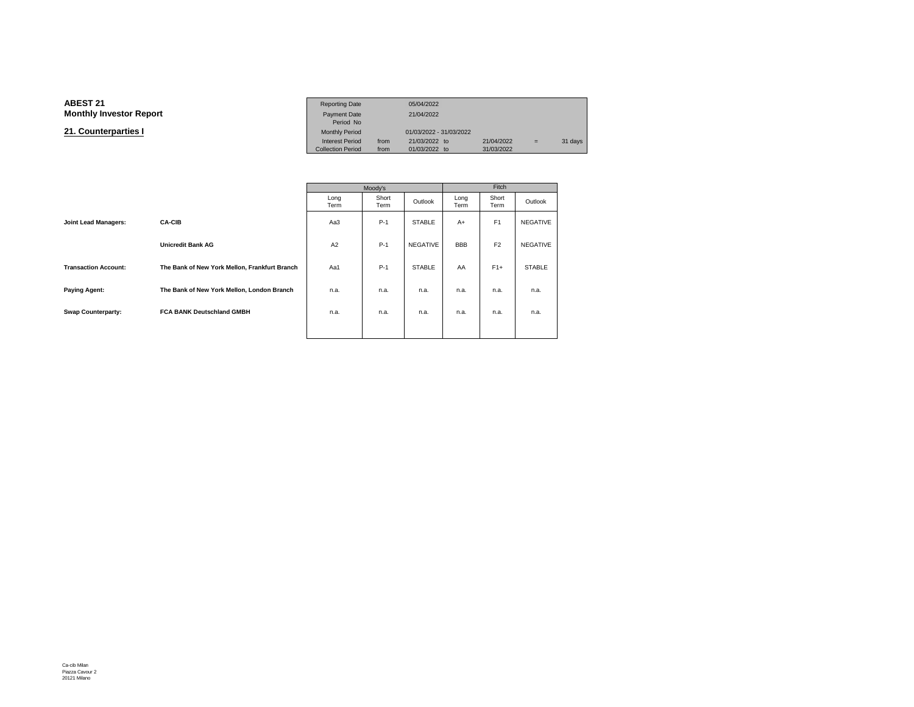**ABEST 21**
**Monthly Investor Report**

## 21. Counterparties I

| Reporting Date | | 05/04/2022 | | | | |
|---|---|---|---|---|---|---|
| Payment Date | | 21/04/2022 | | | | |
| Period No | | | | | | |
| Monthly Period | | 01/03/2022 - 31/03/2022 | | | | |
| Interest Period | from | 21/03/2022 | to | 21/04/2022 | = | 31 days |
| Collection Period | from | 01/03/2022 | to | 31/03/2022 | | |

| | | Moody's | | | Fitch | | |
|---|---|---|---|---|---|---|---|
| | | Long Term | Short Term | Outlook | Long Term | Short Term | Outlook |
| **Joint Lead Managers:** | **CA-CIB** | Aa3 | P-1 | STABLE | A+ | F1 | NEGATIVE |
| | **Unicredit Bank AG** | A2 | P-1 | NEGATIVE | BBB | F2 | NEGATIVE |
| **Transaction Account:** | **The Bank of New York Mellon, Frankfurt Branch** | Aa1 | P-1 | STABLE | AA | F1+ | STABLE |
| **Paying Agent:** | **The Bank of New York Mellon, London Branch** | n.a. | n.a. | n.a. | n.a. | n.a. | n.a. |
| **Swap Counterparty:** | **FCA BANK Deutschland GMBH** | n.a. | n.a. | n.a. | n.a. | n.a. | n.a. |

Ca-cib Milan
Piazza Cavour 2
20121 Milano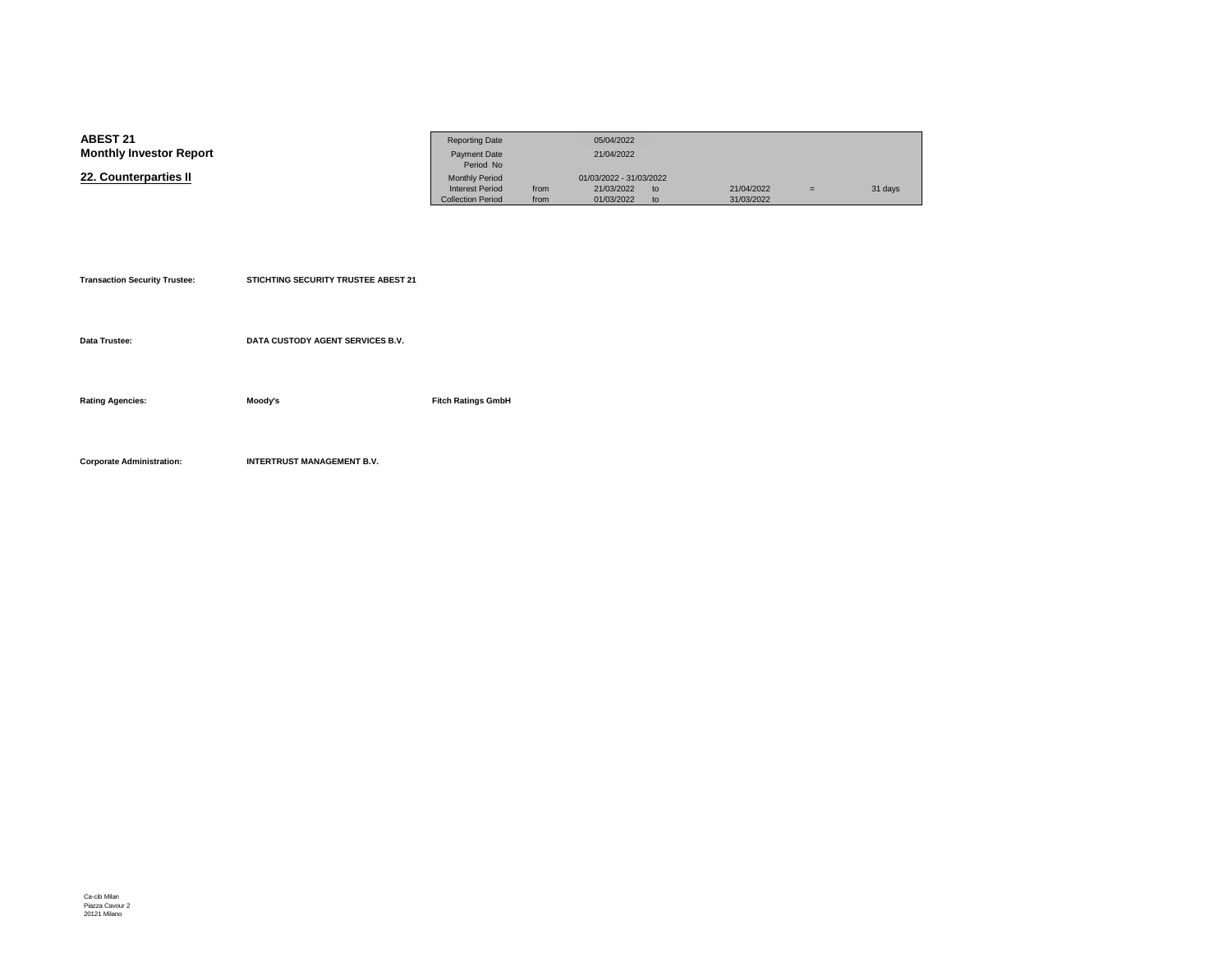**ABEST 21**
**Monthly Investor Report**

## 22. Counterparties II

| | | | | | | |
|---|---|---|---|---|---|---|
| Reporting Date | | 05/04/2022 | | | | |
| Payment Date | | 21/04/2022 | | | | |
| Period No | | | | | | |
| Monthly Period | | 01/03/2022 - 31/03/2022 | | | | |
| Interest Period | from | 21/03/2022 | to | 21/04/2022 | = | 31 days |
| Collection Period | from | 01/03/2022 | to | 31/03/2022 | | |

| | | |
|---|---|---|
| **Transaction Security Trustee:** | **STICHTING SECURITY TRUSTEE ABEST 21** | |
| **Data Trustee:** | **DATA CUSTODY AGENT SERVICES B.V.** | |
| **Rating Agencies:** | **Moody's** | **Fitch Ratings GmbH** |
| **Corporate Administration:** | **INTERTRUST MANAGEMENT B.V.** | |

Ca-cib Milan
Piazza Cavour 2
20121 Milano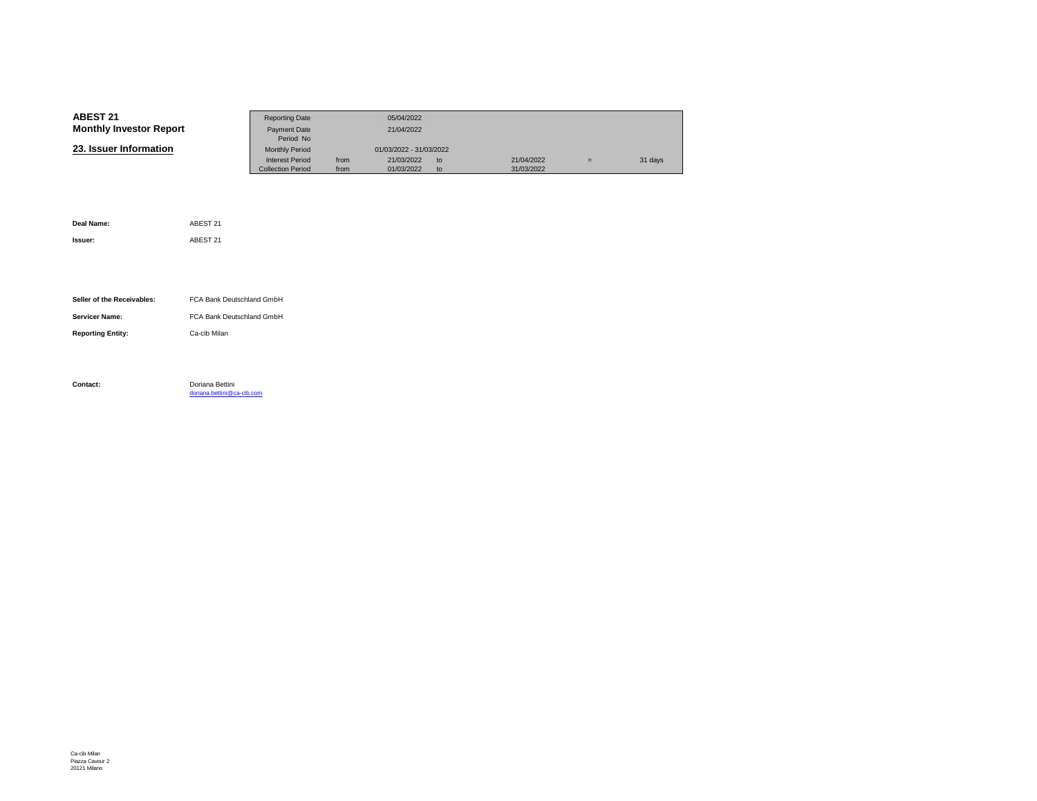**ABEST 21**
**Monthly Investor Report**

## 23. Issuer Information

| Reporting Date | | 05/04/2022 | | | | |
|---|---|---|---|---|---|---|
| Payment Date | | 21/04/2022 | | | | |
| Period No | | | | | | |
| Monthly Period | | 01/03/2022 - 31/03/2022 | | | | |
| Interest Period | from | 21/03/2022 | to | 21/04/2022 | = | 31 days |
| Collection Period | from | 01/03/2022 | to | 31/03/2022 | | |

**Deal Name:** ABEST 21

**Issuer:** ABEST 21

**Seller of the Receivables:** FCA Bank Deutschland GmbH

**Servicer Name:** FCA Bank Deutschland GmbH

**Reporting Entity:** Ca-cib Milan

**Contact:** Doriana Bettini
doriana.bettini@ca-cib.com

Ca-cib Milan
Piazza Cavour 2
20121 Milano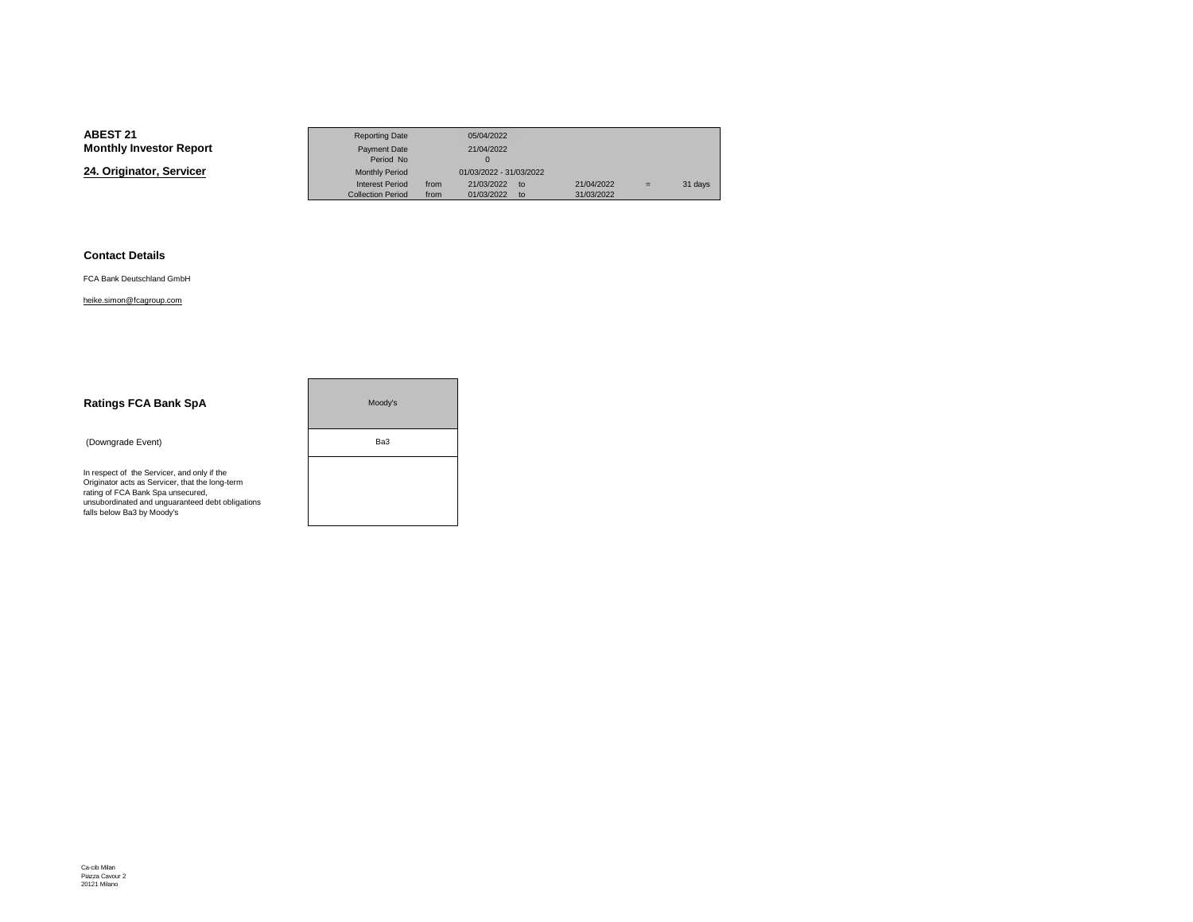**ABEST 21**
**Monthly Investor Report**

## 24. Originator, Servicer

| | | | | | | | |
|---|---|---|---|---|---|---|---|
| Reporting Date | | 05/04/2022 | | | | | |
| Payment Date | | 21/04/2022 | | | | | |
| Period No | | 0 | | | | | |
| Monthly Period | | 01/03/2022 - 31/03/2022 | | | | | |
| Interest Period | from | 21/03/2022 | to | 21/04/2022 | = | 31 days | |
| Collection Period | from | 01/03/2022 | to | 31/03/2022 | | | |

### Contact Details

FCA Bank Deutschland GmbH

heike.simon@fcagroup.com

### Ratings FCA Bank SpA

| | Moody's |
|---|---|
| (Downgrade Event) | Ba3 |
| In respect of the Servicer, and only if the Originator acts as Servicer, that the long-term rating of FCA Bank Spa unsecured, unsubordinated and unguaranteed debt obligations falls below Ba3 by Moody's | |

Ca-cib Milan
Piazza Cavour 2
20121 Milano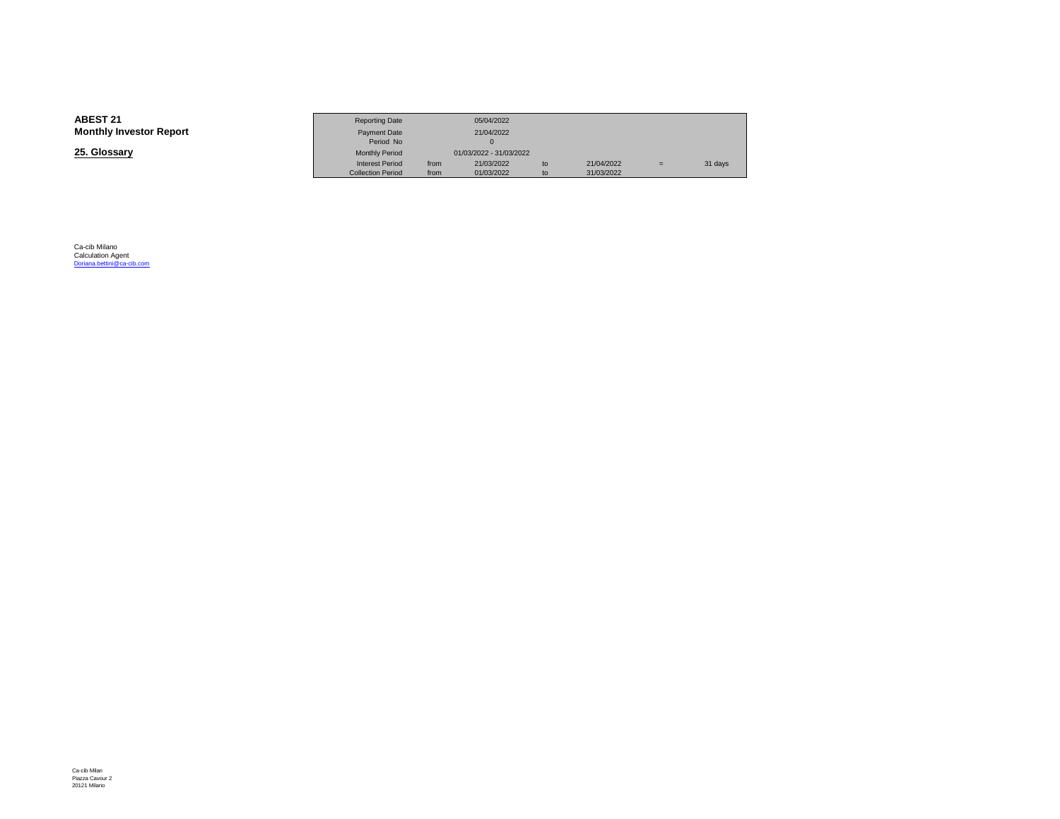**ABEST 21**
**Monthly Investor Report**

## 25. Glossary

| | | | | | | |
|---|---|---|---|---|---|---|
| Reporting Date | | 05/04/2022 | | | | |
| Payment Date | | 21/04/2022 | | | | |
| Period No | | 0 | | | | |
| Monthly Period | | 01/03/2022 - 31/03/2022 | | | | |
| Interest Period | from | 21/03/2022 | to | 21/04/2022 | = | 31 days |
| Collection Period | from | 01/03/2022 | to | 31/03/2022 | | |

Ca-cib Milano
Calculation Agent
Doriana.bettini@ca-cib.com

Ca-cib Milan
Piazza Cavour 2
20121 Milano